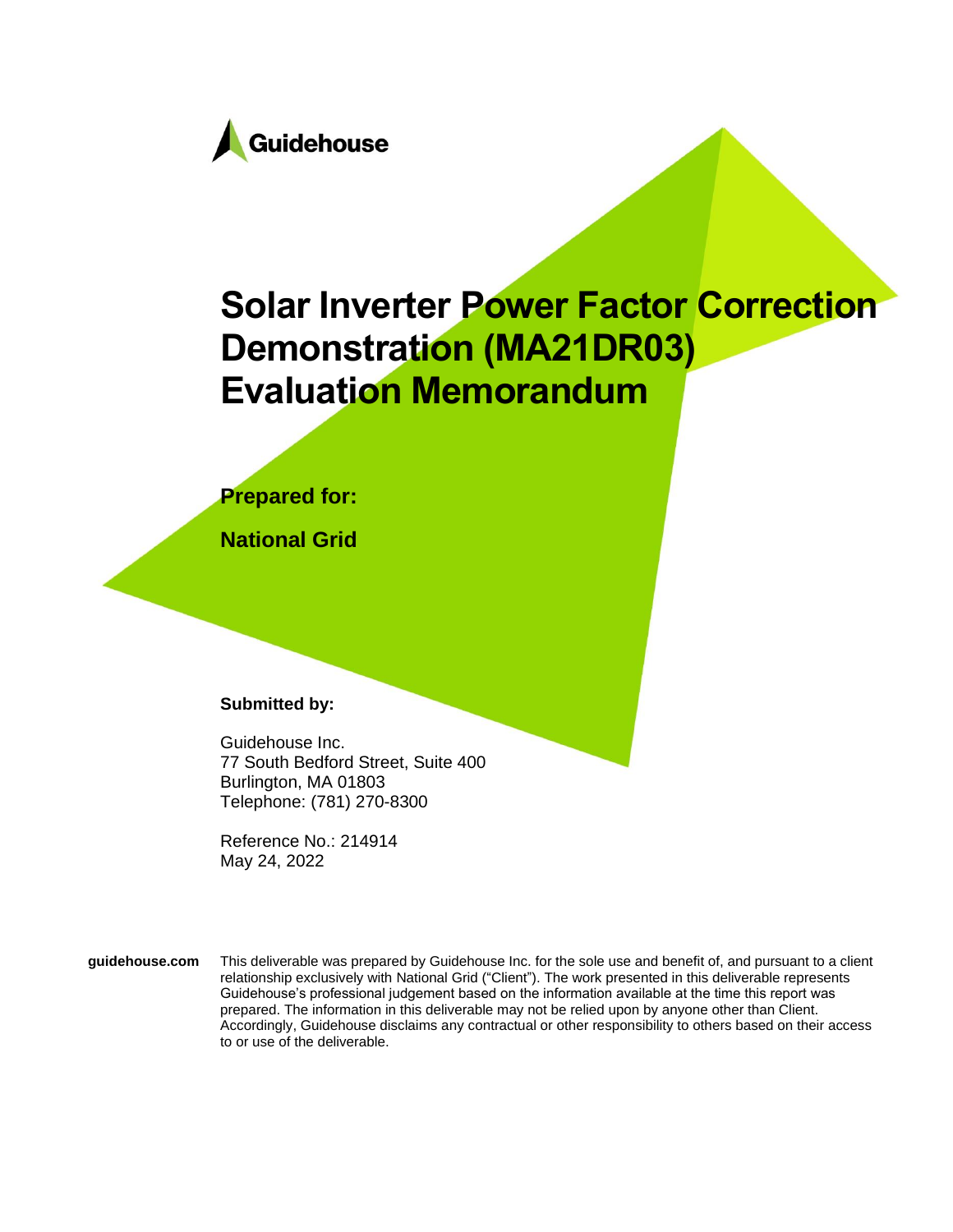Guidehouse

# Solar Inverter Power Factor Correction Demonstration (MA21DR03) Evaluation Memorandum

**Prepared for:**

**National Grid**

**Submitted by:**

Guidehouse Inc.
77 South Bedford Street, Suite 400
Burlington, MA 01803
Telephone: (781) 270-8300

Reference No.: 214914
May 24, 2022

**guidehouse.com** This deliverable was prepared by Guidehouse Inc. for the sole use and benefit of, and pursuant to a client relationship exclusively with National Grid ("Client"). The work presented in this deliverable represents Guidehouse's professional judgement based on the information available at the time this report was prepared. The information in this deliverable may not be relied upon by anyone other than Client. Accordingly, Guidehouse disclaims any contractual or other responsibility to others based on their access to or use of the deliverable.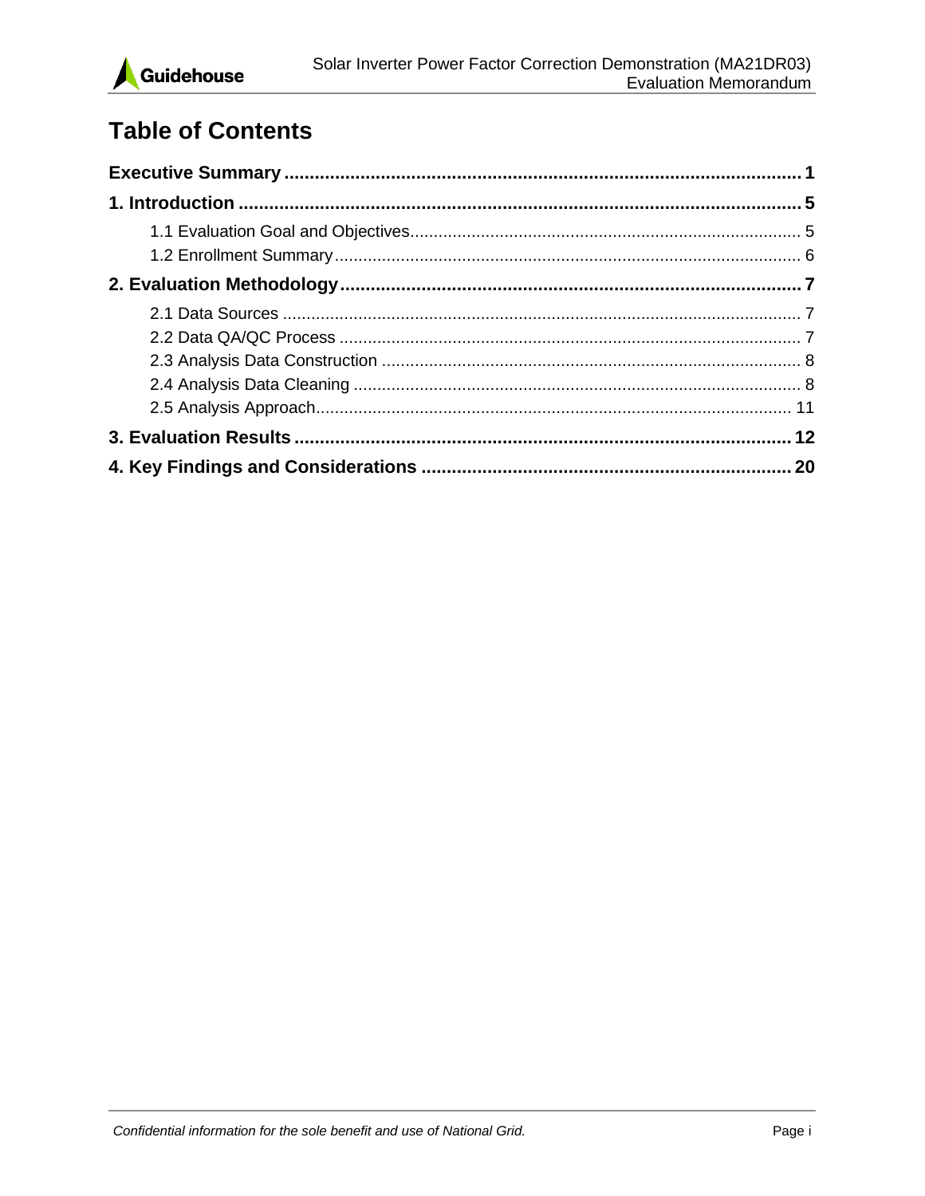# Table of Contents

**Executive Summary** ...................................................................................................... **1**

**1. Introduction** ............................................................................................................... **5**

1.1 Evaluation Goal and Objectives.................................................................................. 5

1.2 Enrollment Summary.................................................................................................. 6

**2. Evaluation Methodology** .......................................................................................... **7**

2.1 Data Sources ............................................................................................................. 7

2.2 Data QA/QC Process ................................................................................................. 7

2.3 Analysis Data Construction ........................................................................................ 8

2.4 Analysis Data Cleaning .............................................................................................. 8

2.5 Analysis Approach..................................................................................................... 11

**3. Evaluation Results** .................................................................................................. **12**

**4. Key Findings and Considerations** ........................................................................ **20**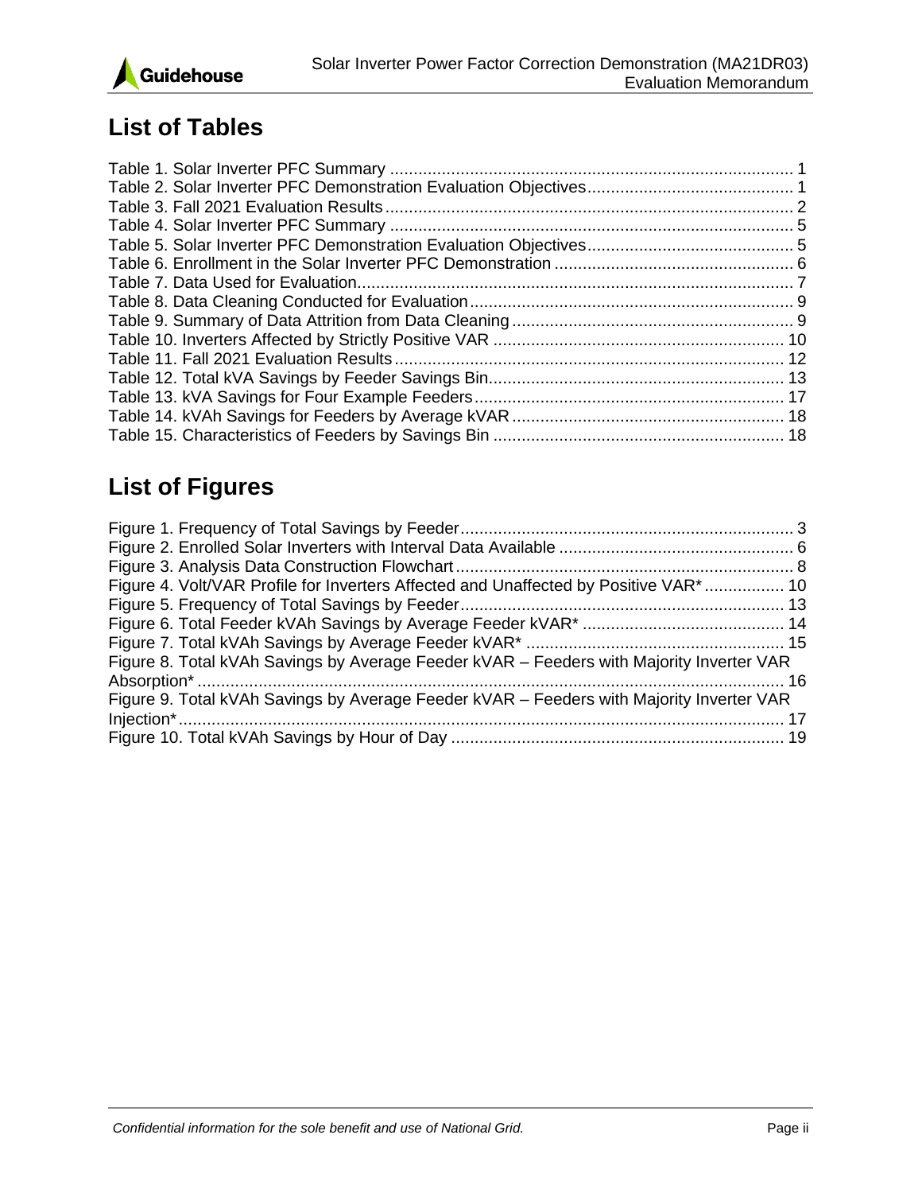## List of Tables

Table 1. Solar Inverter PFC Summary ..................................................................................... 1
Table 2. Solar Inverter PFC Demonstration Evaluation Objectives........................................... 1
Table 3. Fall 2021 Evaluation Results....................................................................................... 2
Table 4. Solar Inverter PFC Summary ...................................................................................... 5
Table 5. Solar Inverter PFC Demonstration Evaluation Objectives............................................ 5
Table 6. Enrollment in the Solar Inverter PFC Demonstration .................................................. 6
Table 7. Data Used for Evaluation............................................................................................. 7
Table 8. Data Cleaning Conducted for Evaluation.................................................................... 9
Table 9. Summary of Data Attrition from Data Cleaning ........................................................... 9
Table 10. Inverters Affected by Strictly Positive VAR .............................................................. 10
Table 11. Fall 2021 Evaluation Results.................................................................................... 12
Table 12. Total kVA Savings by Feeder Savings Bin............................................................... 13
Table 13. kVA Savings for Four Example Feeders.................................................................. 17
Table 14. kVAh Savings for Feeders by Average kVAR .......................................................... 18
Table 15. Characteristics of Feeders by Savings Bin .............................................................. 18

## List of Figures

Figure 1. Frequency of Total Savings by Feeder....................................................................... 3
Figure 2. Enrolled Solar Inverters with Interval Data Available .................................................. 6
Figure 3. Analysis Data Construction Flowchart........................................................................ 8
Figure 4. Volt/VAR Profile for Inverters Affected and Unaffected by Positive VAR*................. 10
Figure 5. Frequency of Total Savings by Feeder..................................................................... 13
Figure 6. Total Feeder kVAh Savings by Average Feeder kVAR* ........................................... 14
Figure 7. Total kVAh Savings by Average Feeder kVAR* ....................................................... 15
Figure 8. Total kVAh Savings by Average Feeder kVAR – Feeders with Majority Inverter VAR Absorption*............................................................................................................................. 16
Figure 9. Total kVAh Savings by Average Feeder kVAR – Feeders with Majority Inverter VAR Injection*.................................................................................................................................. 17
Figure 10. Total kVAh Savings by Hour of Day ....................................................................... 19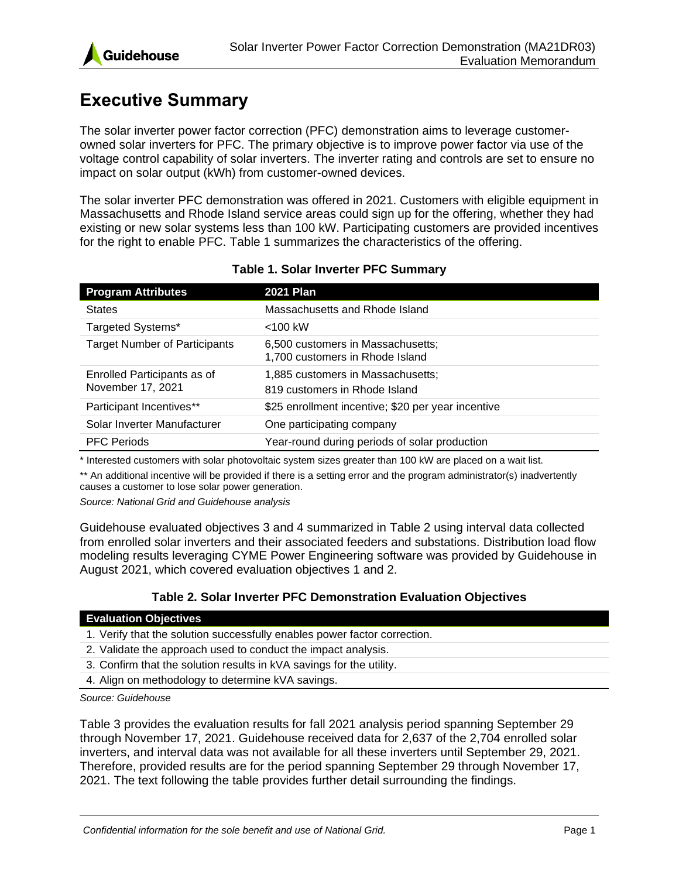# Executive Summary

The solar inverter power factor correction (PFC) demonstration aims to leverage customer-owned solar inverters for PFC. The primary objective is to improve power factor via use of the voltage control capability of solar inverters. The inverter rating and controls are set to ensure no impact on solar output (kWh) from customer-owned devices.

The solar inverter PFC demonstration was offered in 2021. Customers with eligible equipment in Massachusetts and Rhode Island service areas could sign up for the offering, whether they had existing or new solar systems less than 100 kW. Participating customers are provided incentives for the right to enable PFC. Table 1 summarizes the characteristics of the offering.

**Table 1. Solar Inverter PFC Summary**

| Program Attributes | 2021 Plan |
| --- | --- |
| States | Massachusetts and Rhode Island |
| Targeted Systems* | <100 kW |
| Target Number of Participants | 6,500 customers in Massachusetts; 1,700 customers in Rhode Island |
| Enrolled Participants as of November 17, 2021 | 1,885 customers in Massachusetts; 819 customers in Rhode Island |
| Participant Incentives** | $25 enrollment incentive; $20 per year incentive |
| Solar Inverter Manufacturer | One participating company |
| PFC Periods | Year-round during periods of solar production |

\* Interested customers with solar photovoltaic system sizes greater than 100 kW are placed on a wait list.

\*\* An additional incentive will be provided if there is a setting error and the program administrator(s) inadvertently causes a customer to lose solar power generation.

*Source: National Grid and Guidehouse analysis*

Guidehouse evaluated objectives 3 and 4 summarized in Table 2 using interval data collected from enrolled solar inverters and their associated feeders and substations. Distribution load flow modeling results leveraging CYME Power Engineering software was provided by Guidehouse in August 2021, which covered evaluation objectives 1 and 2.

**Table 2. Solar Inverter PFC Demonstration Evaluation Objectives**

| Evaluation Objectives |
| --- |
| 1. Verify that the solution successfully enables power factor correction. |
| 2. Validate the approach used to conduct the impact analysis. |
| 3. Confirm that the solution results in kVA savings for the utility. |
| 4. Align on methodology to determine kVA savings. |

*Source: Guidehouse*

Table 3 provides the evaluation results for fall 2021 analysis period spanning September 29 through November 17, 2021. Guidehouse received data for 2,637 of the 2,704 enrolled solar inverters, and interval data was not available for all these inverters until September 29, 2021. Therefore, provided results are for the period spanning September 29 through November 17, 2021. The text following the table provides further detail surrounding the findings.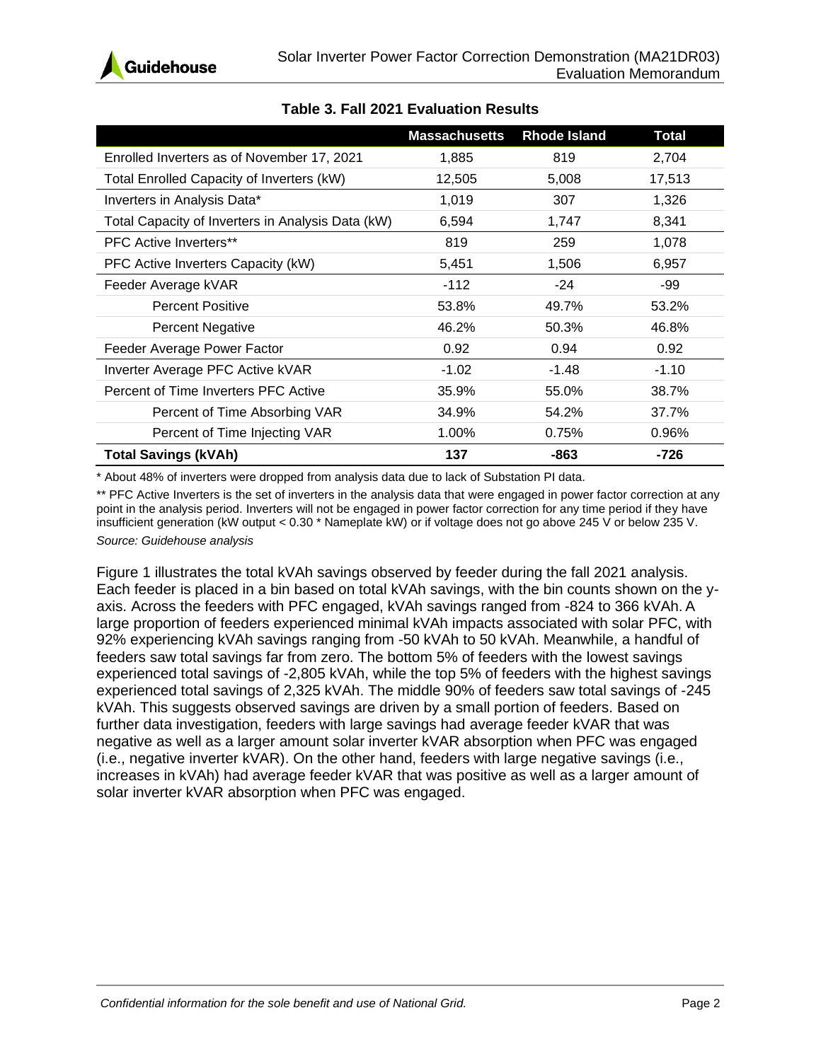**Table 3. Fall 2021 Evaluation Results**

| | Massachusetts | Rhode Island | Total |
|---|---|---|---|
| Enrolled Inverters as of November 17, 2021 | 1,885 | 819 | 2,704 |
| Total Enrolled Capacity of Inverters (kW) | 12,505 | 5,008 | 17,513 |
| Inverters in Analysis Data* | 1,019 | 307 | 1,326 |
| Total Capacity of Inverters in Analysis Data (kW) | 6,594 | 1,747 | 8,341 |
| PFC Active Inverters** | 819 | 259 | 1,078 |
| PFC Active Inverters Capacity (kW) | 5,451 | 1,506 | 6,957 |
| Feeder Average kVAR | -112 | -24 | -99 |
| Percent Positive | 53.8% | 49.7% | 53.2% |
| Percent Negative | 46.2% | 50.3% | 46.8% |
| Feeder Average Power Factor | 0.92 | 0.94 | 0.92 |
| Inverter Average PFC Active kVAR | -1.02 | -1.48 | -1.10 |
| Percent of Time Inverters PFC Active | 35.9% | 55.0% | 38.7% |
| Percent of Time Absorbing VAR | 34.9% | 54.2% | 37.7% |
| Percent of Time Injecting VAR | 1.00% | 0.75% | 0.96% |
| **Total Savings (kVAh)** | **137** | **-863** | **-726** |

* About 48% of inverters were dropped from analysis data due to lack of Substation PI data.

** PFC Active Inverters is the set of inverters in the analysis data that were engaged in power factor correction at any point in the analysis period. Inverters will not be engaged in power factor correction for any time period if they have insufficient generation (kW output < 0.30 * Nameplate kW) or if voltage does not go above 245 V or below 235 V.

*Source: Guidehouse analysis*

Figure 1 illustrates the total kVAh savings observed by feeder during the fall 2021 analysis. Each feeder is placed in a bin based on total kVAh savings, with the bin counts shown on the y-axis. Across the feeders with PFC engaged, kVAh savings ranged from -824 to 366 kVAh. A large proportion of feeders experienced minimal kVAh impacts associated with solar PFC, with 92% experiencing kVAh savings ranging from -50 kVAh to 50 kVAh. Meanwhile, a handful of feeders saw total savings far from zero. The bottom 5% of feeders with the lowest savings experienced total savings of -2,805 kVAh, while the top 5% of feeders with the highest savings experienced total savings of 2,325 kVAh. The middle 90% of feeders saw total savings of -245 kVAh. This suggests observed savings are driven by a small portion of feeders. Based on further data investigation, feeders with large savings had average feeder kVAR that was negative as well as a larger amount solar inverter kVAR absorption when PFC was engaged (i.e., negative inverter kVAR). On the other hand, feeders with large negative savings (i.e., increases in kVAh) had average feeder kVAR that was positive as well as a larger amount of solar inverter kVAR absorption when PFC was engaged.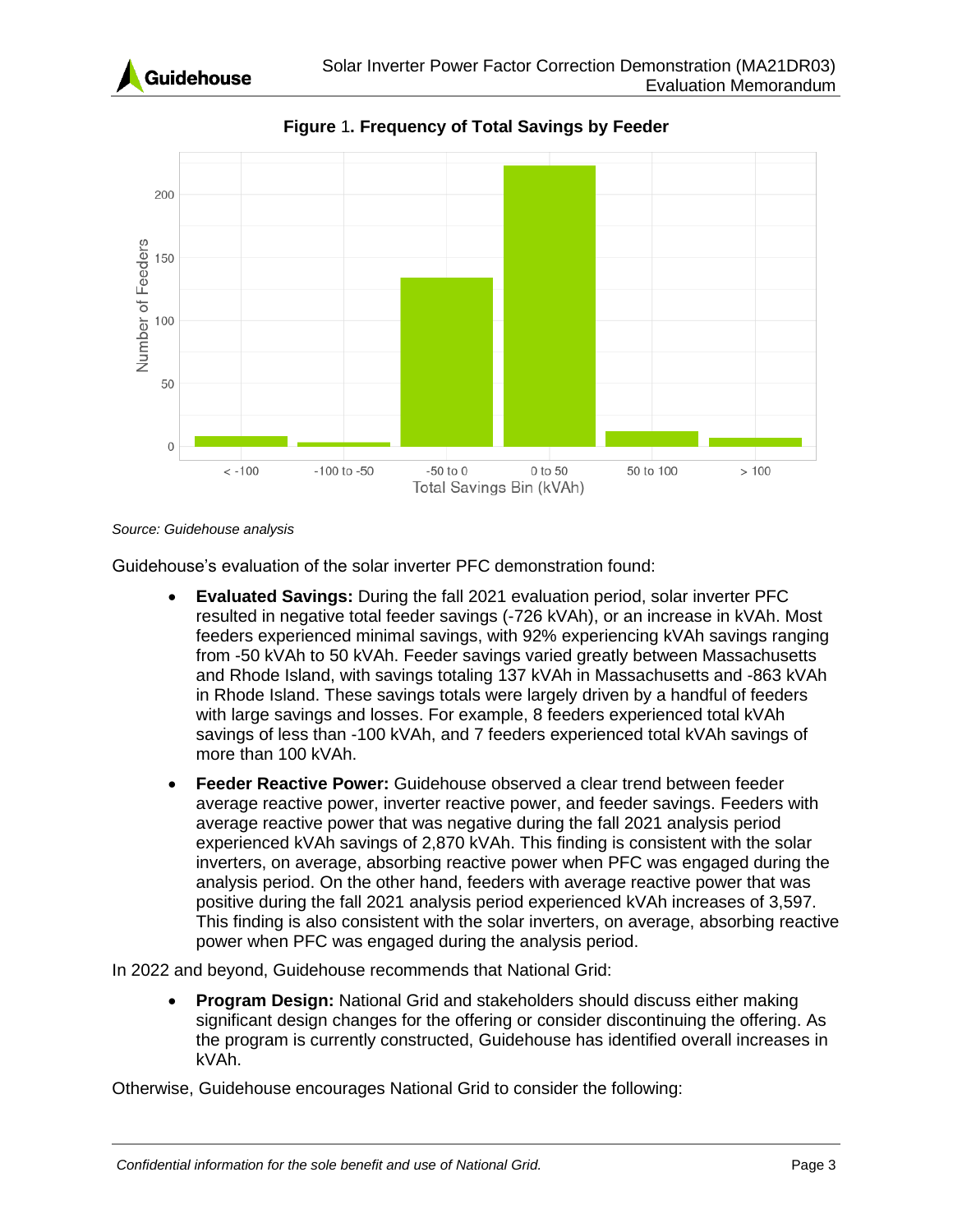**Figure 1. Frequency of Total Savings by Feeder**

*Source: Guidehouse analysis*

Guidehouse's evaluation of the solar inverter PFC demonstration found:

- **Evaluated Savings:** During the fall 2021 evaluation period, solar inverter PFC resulted in negative total feeder savings (-726 kVAh), or an increase in kVAh. Most feeders experienced minimal savings, with 92% experiencing kVAh savings ranging from -50 kVAh to 50 kVAh. Feeder savings varied greatly between Massachusetts and Rhode Island, with savings totaling 137 kVAh in Massachusetts and -863 kVAh in Rhode Island. These savings totals were largely driven by a handful of feeders with large savings and losses. For example, 8 feeders experienced total kVAh savings of less than -100 kVAh, and 7 feeders experienced total kVAh savings of more than 100 kVAh.
- **Feeder Reactive Power:** Guidehouse observed a clear trend between feeder average reactive power, inverter reactive power, and feeder savings. Feeders with average reactive power that was negative during the fall 2021 analysis period experienced kVAh savings of 2,870 kVAh. This finding is consistent with the solar inverters, on average, absorbing reactive power when PFC was engaged during the analysis period. On the other hand, feeders with average reactive power that was positive during the fall 2021 analysis period experienced kVAh increases of 3,597. This finding is also consistent with the solar inverters, on average, absorbing reactive power when PFC was engaged during the analysis period.

In 2022 and beyond, Guidehouse recommends that National Grid:

- **Program Design:** National Grid and stakeholders should discuss either making significant design changes for the offering or consider discontinuing the offering. As the program is currently constructed, Guidehouse has identified overall increases in kVAh.

Otherwise, Guidehouse encourages National Grid to consider the following: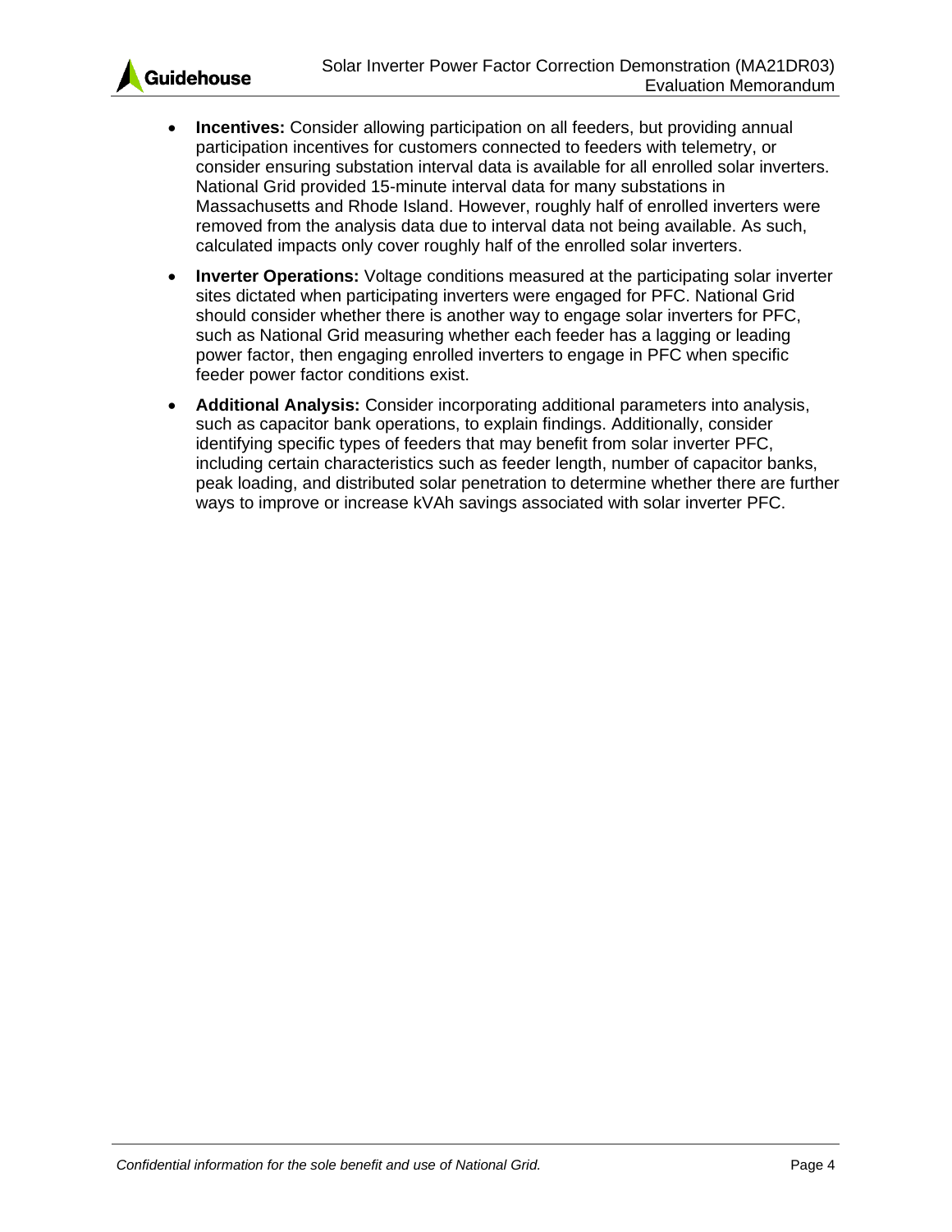- **Incentives:** Consider allowing participation on all feeders, but providing annual participation incentives for customers connected to feeders with telemetry, or consider ensuring substation interval data is available for all enrolled solar inverters. National Grid provided 15-minute interval data for many substations in Massachusetts and Rhode Island. However, roughly half of enrolled inverters were removed from the analysis data due to interval data not being available. As such, calculated impacts only cover roughly half of the enrolled solar inverters.
- **Inverter Operations:** Voltage conditions measured at the participating solar inverter sites dictated when participating inverters were engaged for PFC. National Grid should consider whether there is another way to engage solar inverters for PFC, such as National Grid measuring whether each feeder has a lagging or leading power factor, then engaging enrolled inverters to engage in PFC when specific feeder power factor conditions exist.
- **Additional Analysis:** Consider incorporating additional parameters into analysis, such as capacitor bank operations, to explain findings. Additionally, consider identifying specific types of feeders that may benefit from solar inverter PFC, including certain characteristics such as feeder length, number of capacitor banks, peak loading, and distributed solar penetration to determine whether there are further ways to improve or increase kVAh savings associated with solar inverter PFC.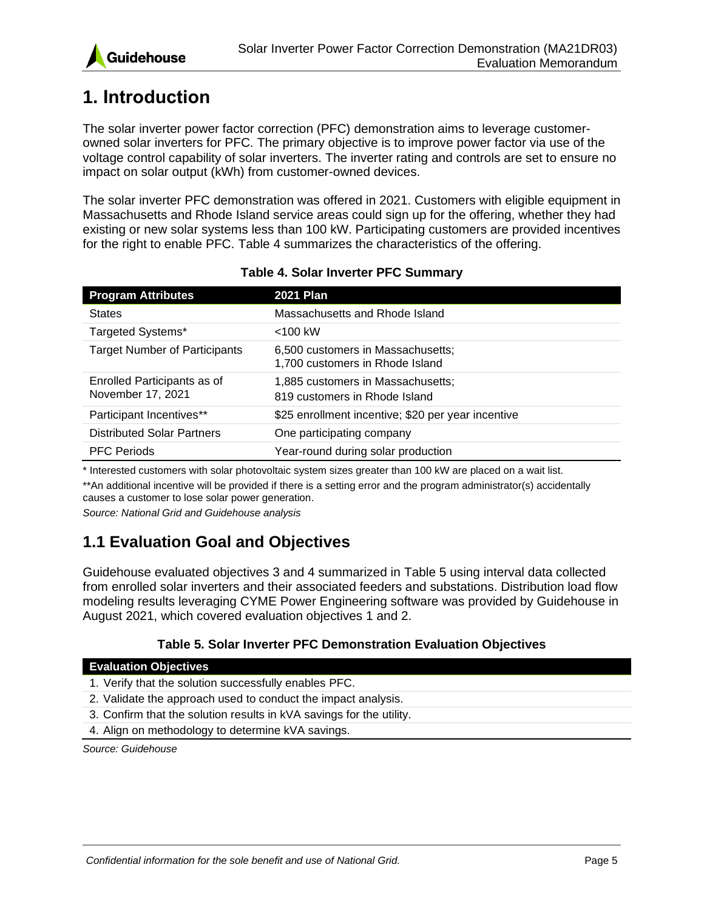# 1. Introduction

The solar inverter power factor correction (PFC) demonstration aims to leverage customer-owned solar inverters for PFC. The primary objective is to improve power factor via use of the voltage control capability of solar inverters. The inverter rating and controls are set to ensure no impact on solar output (kWh) from customer-owned devices.

The solar inverter PFC demonstration was offered in 2021. Customers with eligible equipment in Massachusetts and Rhode Island service areas could sign up for the offering, whether they had existing or new solar systems less than 100 kW. Participating customers are provided incentives for the right to enable PFC. Table 4 summarizes the characteristics of the offering.

**Table 4. Solar Inverter PFC Summary**

| Program Attributes | 2021 Plan |
| --- | --- |
| States | Massachusetts and Rhode Island |
| Targeted Systems* | <100 kW |
| Target Number of Participants | 6,500 customers in Massachusetts; 1,700 customers in Rhode Island |
| Enrolled Participants as of November 17, 2021 | 1,885 customers in Massachusetts; 819 customers in Rhode Island |
| Participant Incentives** | $25 enrollment incentive; $20 per year incentive |
| Distributed Solar Partners | One participating company |
| PFC Periods | Year-round during solar production |

\* Interested customers with solar photovoltaic system sizes greater than 100 kW are placed on a wait list.

\*\*An additional incentive will be provided if there is a setting error and the program administrator(s) accidentally causes a customer to lose solar power generation.

*Source: National Grid and Guidehouse analysis*

## 1.1 Evaluation Goal and Objectives

Guidehouse evaluated objectives 3 and 4 summarized in Table 5 using interval data collected from enrolled solar inverters and their associated feeders and substations. Distribution load flow modeling results leveraging CYME Power Engineering software was provided by Guidehouse in August 2021, which covered evaluation objectives 1 and 2.

**Table 5. Solar Inverter PFC Demonstration Evaluation Objectives**

| Evaluation Objectives |
| --- |
| 1. Verify that the solution successfully enables PFC. |
| 2. Validate the approach used to conduct the impact analysis. |
| 3. Confirm that the solution results in kVA savings for the utility. |
| 4. Align on methodology to determine kVA savings. |

*Source: Guidehouse*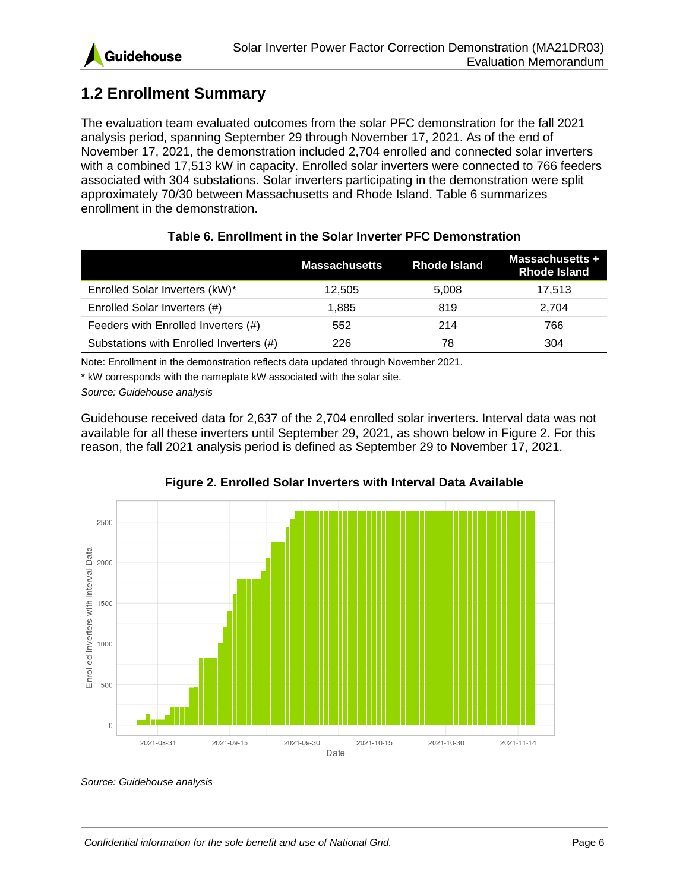## 1.2 Enrollment Summary

The evaluation team evaluated outcomes from the solar PFC demonstration for the fall 2021 analysis period, spanning September 29 through November 17, 2021. As of the end of November 17, 2021, the demonstration included 2,704 enrolled and connected solar inverters with a combined 17,513 kW in capacity. Enrolled solar inverters were connected to 766 feeders associated with 304 substations. Solar inverters participating in the demonstration were split approximately 70/30 between Massachusetts and Rhode Island. Table 6 summarizes enrollment in the demonstration.

**Table 6. Enrollment in the Solar Inverter PFC Demonstration**

| | Massachusetts | Rhode Island | Massachusetts + Rhode Island |
|---|---|---|---|
| Enrolled Solar Inverters (kW)* | 12,505 | 5,008 | 17,513 |
| Enrolled Solar Inverters (#) | 1,885 | 819 | 2,704 |
| Feeders with Enrolled Inverters (#) | 552 | 214 | 766 |
| Substations with Enrolled Inverters (#) | 226 | 78 | 304 |

Note: Enrollment in the demonstration reflects data updated through November 2021.

* kW corresponds with the nameplate kW associated with the solar site.

*Source: Guidehouse analysis*

Guidehouse received data for 2,637 of the 2,704 enrolled solar inverters. Interval data was not available for all these inverters until September 29, 2021, as shown below in Figure 2. For this reason, the fall 2021 analysis period is defined as September 29 to November 17, 2021.

**Figure 2. Enrolled Solar Inverters with Interval Data Available**

*Source: Guidehouse analysis*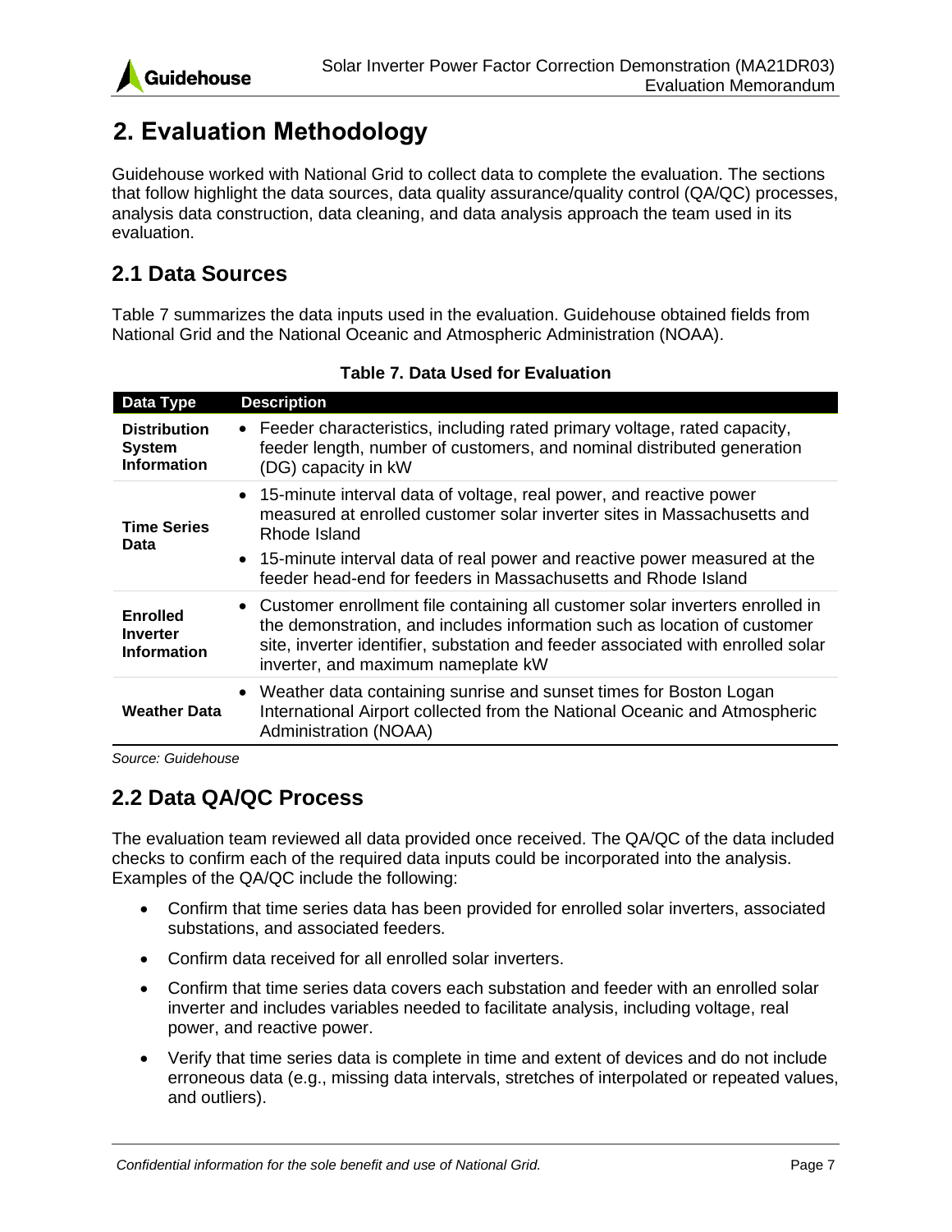# 2. Evaluation Methodology

Guidehouse worked with National Grid to collect data to complete the evaluation. The sections that follow highlight the data sources, data quality assurance/quality control (QA/QC) processes, analysis data construction, data cleaning, and data analysis approach the team used in its evaluation.

## 2.1 Data Sources

Table 7 summarizes the data inputs used in the evaluation. Guidehouse obtained fields from National Grid and the National Oceanic and Atmospheric Administration (NOAA).

**Table 7. Data Used for Evaluation**

| Data Type | Description |
|---|---|
| **Distribution System Information** | • Feeder characteristics, including rated primary voltage, rated capacity, feeder length, number of customers, and nominal distributed generation (DG) capacity in kW |
| **Time Series Data** | • 15-minute interval data of voltage, real power, and reactive power measured at enrolled customer solar inverter sites in Massachusetts and Rhode Island<br>• 15-minute interval data of real power and reactive power measured at the feeder head-end for feeders in Massachusetts and Rhode Island |
| **Enrolled Inverter Information** | • Customer enrollment file containing all customer solar inverters enrolled in the demonstration, and includes information such as location of customer site, inverter identifier, substation and feeder associated with enrolled solar inverter, and maximum nameplate kW |
| **Weather Data** | • Weather data containing sunrise and sunset times for Boston Logan International Airport collected from the National Oceanic and Atmospheric Administration (NOAA) |

*Source: Guidehouse*

## 2.2 Data QA/QC Process

The evaluation team reviewed all data provided once received. The QA/QC of the data included checks to confirm each of the required data inputs could be incorporated into the analysis. Examples of the QA/QC include the following:

- Confirm that time series data has been provided for enrolled solar inverters, associated substations, and associated feeders.
- Confirm data received for all enrolled solar inverters.
- Confirm that time series data covers each substation and feeder with an enrolled solar inverter and includes variables needed to facilitate analysis, including voltage, real power, and reactive power.
- Verify that time series data is complete in time and extent of devices and do not include erroneous data (e.g., missing data intervals, stretches of interpolated or repeated values, and outliers).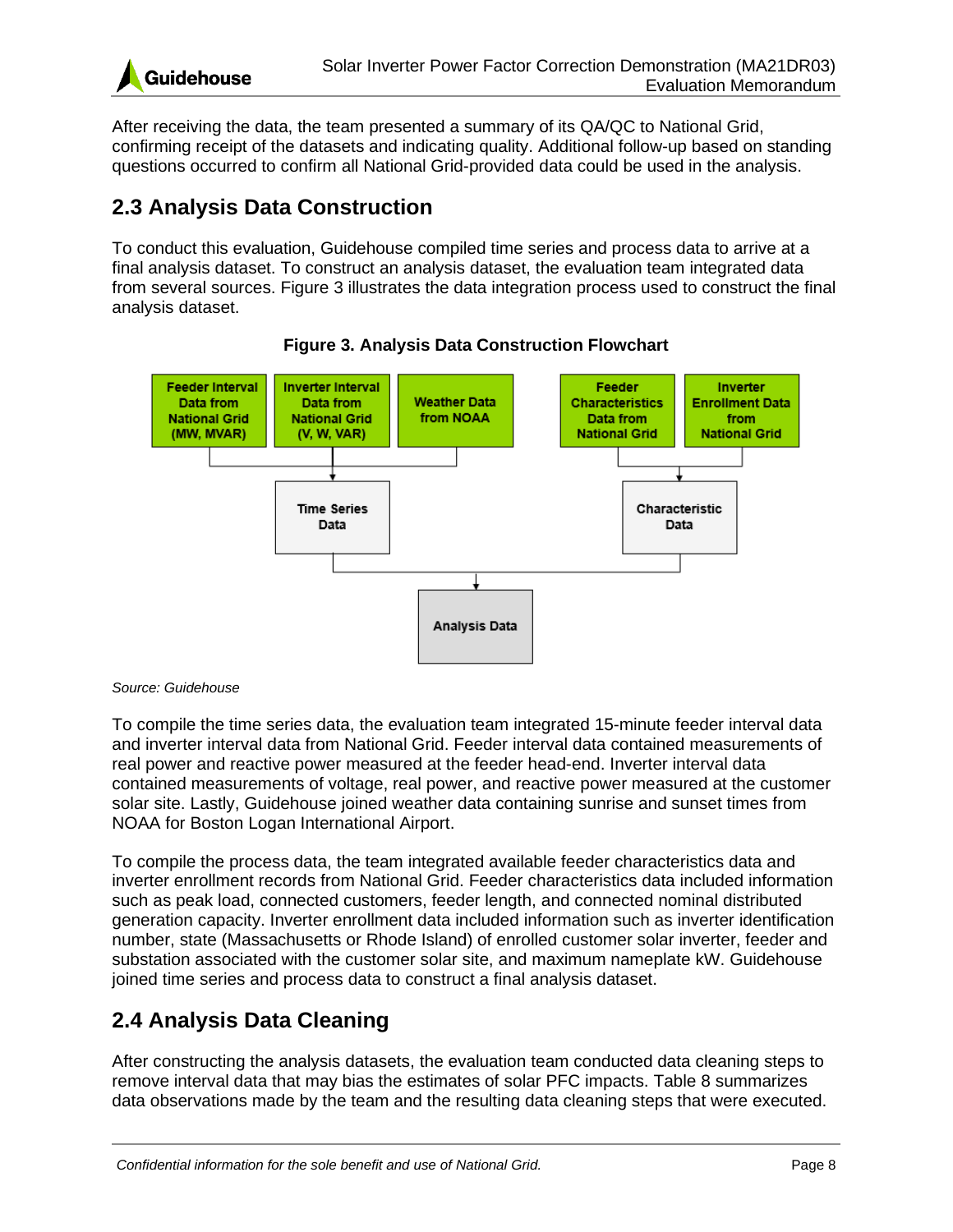After receiving the data, the team presented a summary of its QA/QC to National Grid, confirming receipt of the datasets and indicating quality. Additional follow-up based on standing questions occurred to confirm all National Grid-provided data could be used in the analysis.

## 2.3 Analysis Data Construction

To conduct this evaluation, Guidehouse compiled time series and process data to arrive at a final analysis dataset. To construct an analysis dataset, the evaluation team integrated data from several sources. Figure 3 illustrates the data integration process used to construct the final analysis dataset.

**Figure 3. Analysis Data Construction Flowchart**

Feeder Interval Data from National Grid (MW, MVAR)

Inverter Interval Data from National Grid (V, W, VAR)

Weather Data from NOAA

Feeder Characteristics Data from National Grid

Inverter Enrollment Data from National Grid

Time Series Data

Characteristic Data

Analysis Data

*Source: Guidehouse*

To compile the time series data, the evaluation team integrated 15-minute feeder interval data and inverter interval data from National Grid. Feeder interval data contained measurements of real power and reactive power measured at the feeder head-end. Inverter interval data contained measurements of voltage, real power, and reactive power measured at the customer solar site. Lastly, Guidehouse joined weather data containing sunrise and sunset times from NOAA for Boston Logan International Airport.

To compile the process data, the team integrated available feeder characteristics data and inverter enrollment records from National Grid. Feeder characteristics data included information such as peak load, connected customers, feeder length, and connected nominal distributed generation capacity. Inverter enrollment data included information such as inverter identification number, state (Massachusetts or Rhode Island) of enrolled customer solar inverter, feeder and substation associated with the customer solar site, and maximum nameplate kW. Guidehouse joined time series and process data to construct a final analysis dataset.

## 2.4 Analysis Data Cleaning

After constructing the analysis datasets, the evaluation team conducted data cleaning steps to remove interval data that may bias the estimates of solar PFC impacts. Table 8 summarizes data observations made by the team and the resulting data cleaning steps that were executed.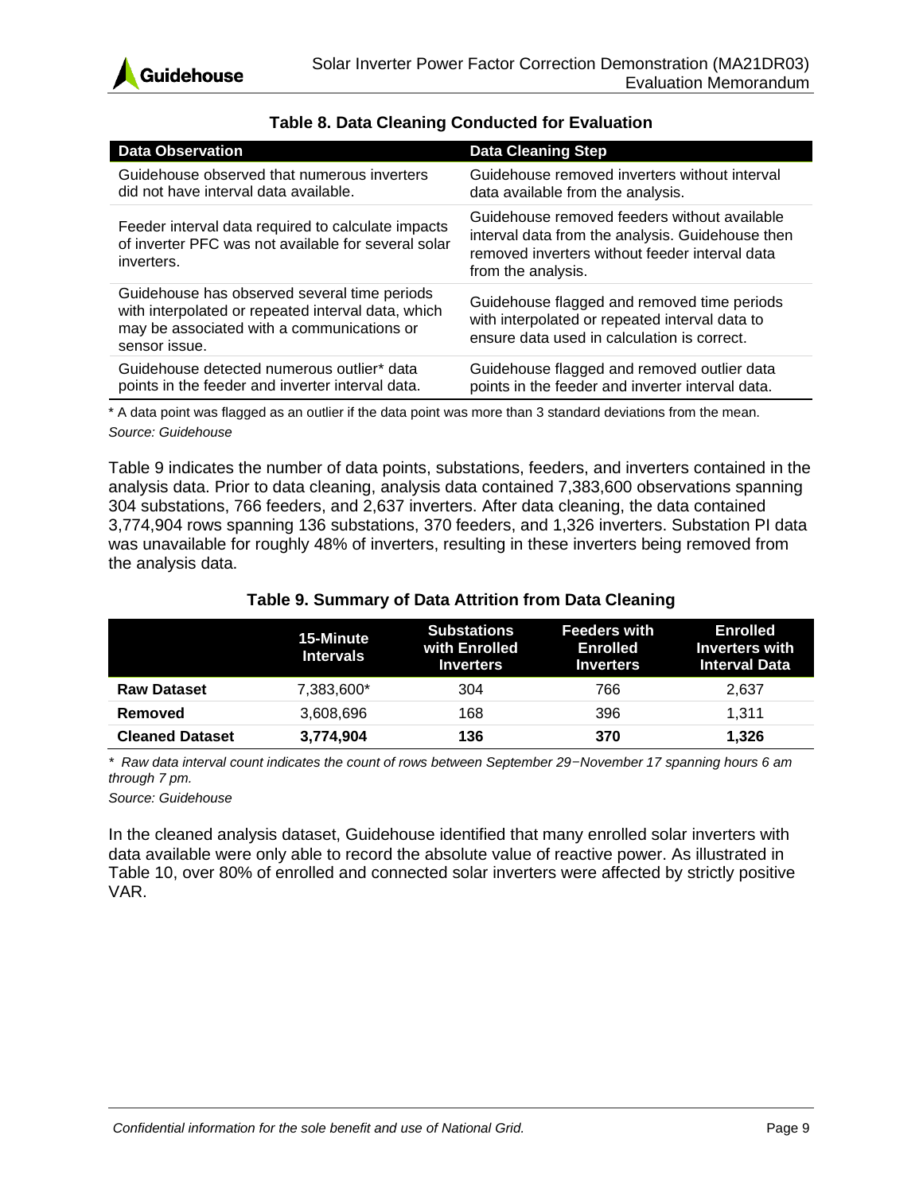**Table 8. Data Cleaning Conducted for Evaluation**

| Data Observation | Data Cleaning Step |
|---|---|
| Guidehouse observed that numerous inverters did not have interval data available. | Guidehouse removed inverters without interval data available from the analysis. |
| Feeder interval data required to calculate impacts of inverter PFC was not available for several solar inverters. | Guidehouse removed feeders without available interval data from the analysis. Guidehouse then removed inverters without feeder interval data from the analysis. |
| Guidehouse has observed several time periods with interpolated or repeated interval data, which may be associated with a communications or sensor issue. | Guidehouse flagged and removed time periods with interpolated or repeated interval data to ensure data used in calculation is correct. |
| Guidehouse detected numerous outlier* data points in the feeder and inverter interval data. | Guidehouse flagged and removed outlier data points in the feeder and inverter interval data. |

\* A data point was flagged as an outlier if the data point was more than 3 standard deviations from the mean.

*Source: Guidehouse*

Table 9 indicates the number of data points, substations, feeders, and inverters contained in the analysis data. Prior to data cleaning, analysis data contained 7,383,600 observations spanning 304 substations, 766 feeders, and 2,637 inverters. After data cleaning, the data contained 3,774,904 rows spanning 136 substations, 370 feeders, and 1,326 inverters. Substation PI data was unavailable for roughly 48% of inverters, resulting in these inverters being removed from the analysis data.

**Table 9. Summary of Data Attrition from Data Cleaning**

| | 15-Minute Intervals | Substations with Enrolled Inverters | Feeders with Enrolled Inverters | Enrolled Inverters with Interval Data |
|---|---|---|---|---|
| **Raw Dataset** | 7,383,600* | 304 | 766 | 2,637 |
| **Removed** | 3,608,696 | 168 | 396 | 1,311 |
| **Cleaned Dataset** | **3,774,904** | **136** | **370** | **1,326** |

*\* Raw data interval count indicates the count of rows between September 29−November 17 spanning hours 6 am through 7 pm.*

*Source: Guidehouse*

In the cleaned analysis dataset, Guidehouse identified that many enrolled solar inverters with data available were only able to record the absolute value of reactive power. As illustrated in Table 10, over 80% of enrolled and connected solar inverters were affected by strictly positive VAR.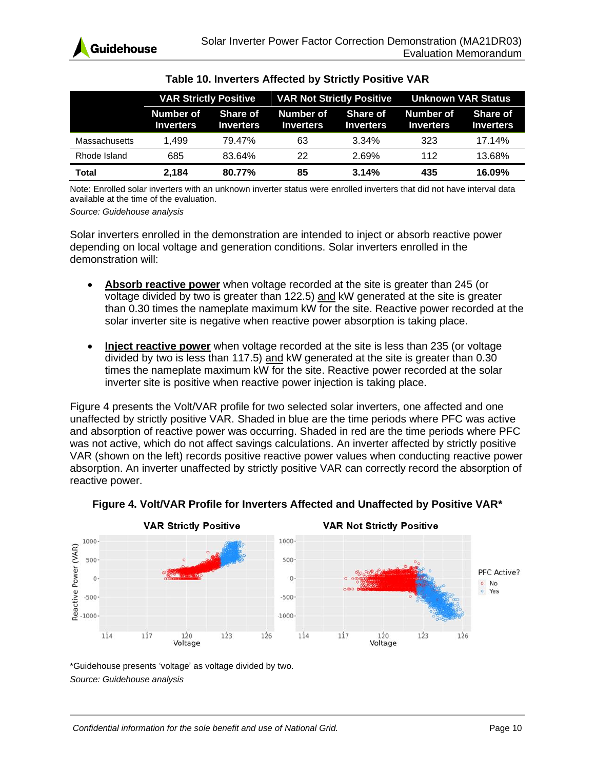**Table 10. Inverters Affected by Strictly Positive VAR**

| | VAR Strictly Positive | | VAR Not Strictly Positive | | Unknown VAR Status | |
|---|---|---|---|---|---|---|
| | Number of Inverters | Share of Inverters | Number of Inverters | Share of Inverters | Number of Inverters | Share of Inverters |
| Massachusetts | 1,499 | 79.47% | 63 | 3.34% | 323 | 17.14% |
| Rhode Island | 685 | 83.64% | 22 | 2.69% | 112 | 13.68% |
| **Total** | **2,184** | **80.77%** | **85** | **3.14%** | **435** | **16.09%** |

Note: Enrolled solar inverters with an unknown inverter status were enrolled inverters that did not have interval data available at the time of the evaluation.

*Source: Guidehouse analysis*

Solar inverters enrolled in the demonstration are intended to inject or absorb reactive power depending on local voltage and generation conditions. Solar inverters enrolled in the demonstration will:

- **Absorb reactive power** when voltage recorded at the site is greater than 245 (or voltage divided by two is greater than 122.5) and kW generated at the site is greater than 0.30 times the nameplate maximum kW for the site. Reactive power recorded at the solar inverter site is negative when reactive power absorption is taking place.
- **Inject reactive power** when voltage recorded at the site is less than 235 (or voltage divided by two is less than 117.5) and kW generated at the site is greater than 0.30 times the nameplate maximum kW for the site. Reactive power recorded at the solar inverter site is positive when reactive power injection is taking place.

Figure 4 presents the Volt/VAR profile for two selected solar inverters, one affected and one unaffected by strictly positive VAR. Shaded in blue are the time periods where PFC was active and absorption of reactive power was occurring. Shaded in red are the time periods where PFC was not active, which do not affect savings calculations. An inverter affected by strictly positive VAR (shown on the left) records positive reactive power values when conducting reactive power absorption. An inverter unaffected by strictly positive VAR can correctly record the absorption of reactive power.

**Figure 4. Volt/VAR Profile for Inverters Affected and Unaffected by Positive VAR***

*Guidehouse presents 'voltage' as voltage divided by two.

*Source: Guidehouse analysis*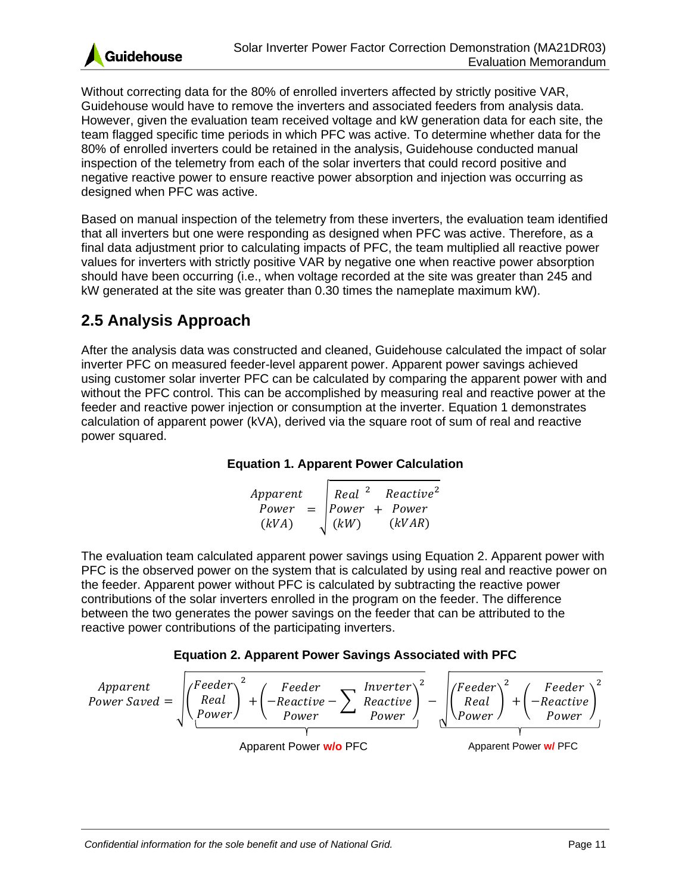Without correcting data for the 80% of enrolled inverters affected by strictly positive VAR, Guidehouse would have to remove the inverters and associated feeders from analysis data. However, given the evaluation team received voltage and kW generation data for each site, the team flagged specific time periods in which PFC was active. To determine whether data for the 80% of enrolled inverters could be retained in the analysis, Guidehouse conducted manual inspection of the telemetry from each of the solar inverters that could record positive and negative reactive power to ensure reactive power absorption and injection was occurring as designed when PFC was active.

Based on manual inspection of the telemetry from these inverters, the evaluation team identified that all inverters but one were responding as designed when PFC was active. Therefore, as a final data adjustment prior to calculating impacts of PFC, the team multiplied all reactive power values for inverters with strictly positive VAR by negative one when reactive power absorption should have been occurring (i.e., when voltage recorded at the site was greater than 245 and kW generated at the site was greater than 0.30 times the nameplate maximum kW).

## 2.5 Analysis Approach

After the analysis data was constructed and cleaned, Guidehouse calculated the impact of solar inverter PFC on measured feeder-level apparent power. Apparent power savings achieved using customer solar inverter PFC can be calculated by comparing the apparent power with and without the PFC control. This can be accomplished by measuring real and reactive power at the feeder and reactive power injection or consumption at the inverter. Equation 1 demonstrates calculation of apparent power (kVA), derived via the square root of sum of real and reactive power squared.

**Equation 1. Apparent Power Calculation**

$$\begin{matrix}\text{Apparent} \\ \text{Power} \\ (kVA)\end{matrix} = \sqrt{\begin{matrix}\text{Real} \\ \text{Power} \\ (kW)\end{matrix}^{2} + \begin{matrix}\text{Reactive} \\ \text{Power} \\ (kVAR)\end{matrix}^{2}}$$

The evaluation team calculated apparent power savings using Equation 2. Apparent power with PFC is the observed power on the system that is calculated by using real and reactive power on the feeder. Apparent power without PFC is calculated by subtracting the reactive power contributions of the solar inverters enrolled in the program on the feeder. The difference between the two generates the power savings on the feeder that can be attributed to the reactive power contributions of the participating inverters.

**Equation 2. Apparent Power Savings Associated with PFC**

$$\begin{matrix}\text{Apparent} \\ \text{Power Saved}\end{matrix} = \underbrace{\sqrt{\begin{pmatrix}\text{Feeder} \\ \text{Real} \\ \text{Power}\end{pmatrix}^{2} + \begin{pmatrix}\text{Feeder} \\ -\text{Reactive} - \sum \text{Reactive} \\ \text{Power} \qquad\qquad \text{Power}\end{pmatrix}^{2}}}_{\text{Apparent Power w/o PFC}} - \underbrace{\sqrt{\begin{pmatrix}\text{Feeder} \\ \text{Real} \\ \text{Power}\end{pmatrix}^{2} + \begin{pmatrix}\text{Feeder} \\ -\text{Reactive} \\ \text{Power}\end{pmatrix}^{2}}}_{\text{Apparent Power w/ PFC}}$$

where the summed term is the Inverter Reactive Power.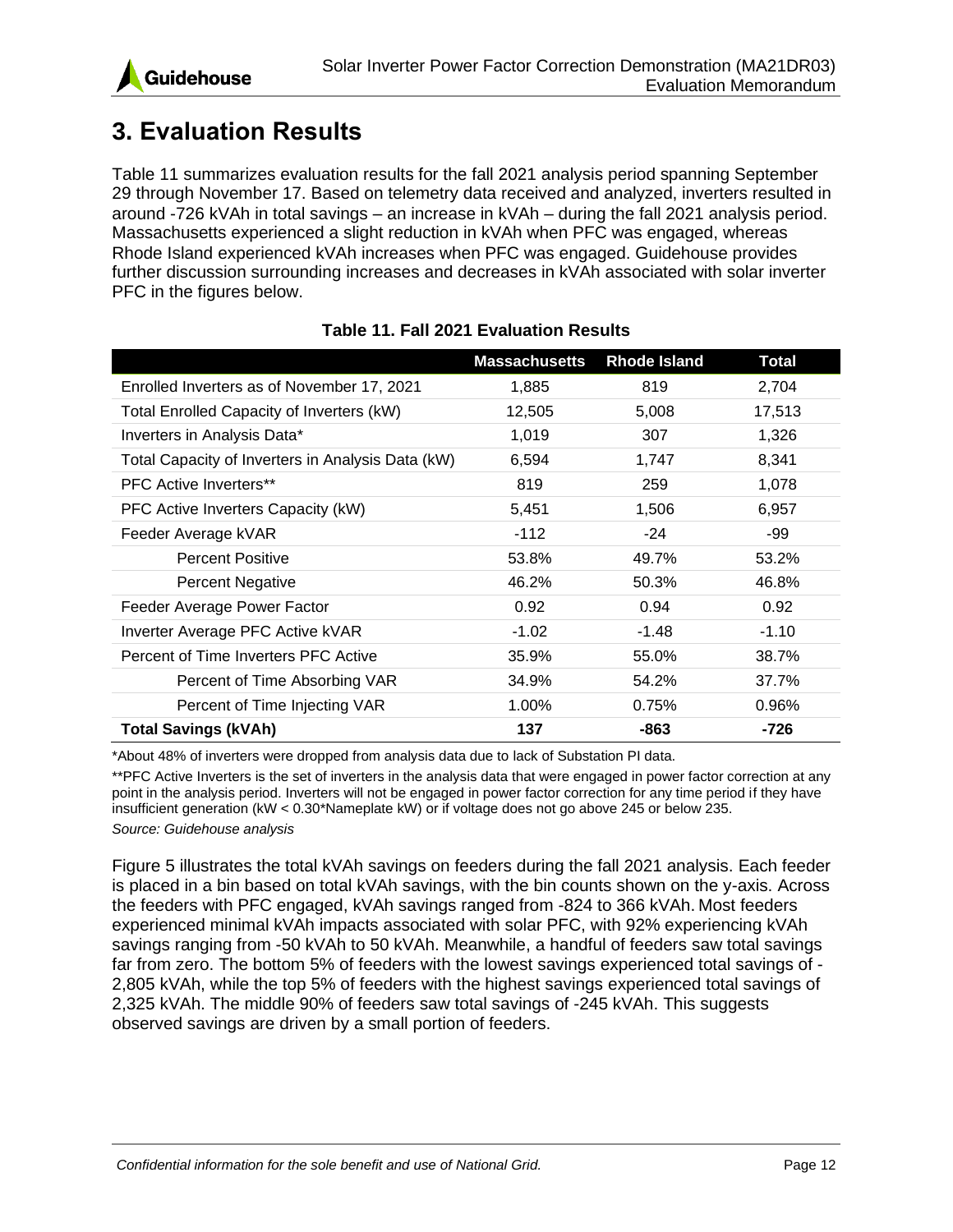# 3. Evaluation Results

Table 11 summarizes evaluation results for the fall 2021 analysis period spanning September 29 through November 17. Based on telemetry data received and analyzed, inverters resulted in around -726 kVAh in total savings – an increase in kVAh – during the fall 2021 analysis period. Massachusetts experienced a slight reduction in kVAh when PFC was engaged, whereas Rhode Island experienced kVAh increases when PFC was engaged. Guidehouse provides further discussion surrounding increases and decreases in kVAh associated with solar inverter PFC in the figures below.

**Table 11. Fall 2021 Evaluation Results**

| | Massachusetts | Rhode Island | Total |
|---|---|---|---|
| Enrolled Inverters as of November 17, 2021 | 1,885 | 819 | 2,704 |
| Total Enrolled Capacity of Inverters (kW) | 12,505 | 5,008 | 17,513 |
| Inverters in Analysis Data* | 1,019 | 307 | 1,326 |
| Total Capacity of Inverters in Analysis Data (kW) | 6,594 | 1,747 | 8,341 |
| PFC Active Inverters** | 819 | 259 | 1,078 |
| PFC Active Inverters Capacity (kW) | 5,451 | 1,506 | 6,957 |
| Feeder Average kVAR | -112 | -24 | -99 |
| Percent Positive | 53.8% | 49.7% | 53.2% |
| Percent Negative | 46.2% | 50.3% | 46.8% |
| Feeder Average Power Factor | 0.92 | 0.94 | 0.92 |
| Inverter Average PFC Active kVAR | -1.02 | -1.48 | -1.10 |
| Percent of Time Inverters PFC Active | 35.9% | 55.0% | 38.7% |
| Percent of Time Absorbing VAR | 34.9% | 54.2% | 37.7% |
| Percent of Time Injecting VAR | 1.00% | 0.75% | 0.96% |
| **Total Savings (kVAh)** | **137** | **-863** | **-726** |

*About 48% of inverters were dropped from analysis data due to lack of Substation PI data.

**PFC Active Inverters is the set of inverters in the analysis data that were engaged in power factor correction at any point in the analysis period. Inverters will not be engaged in power factor correction for any time period if they have insufficient generation (kW < 0.30*Nameplate kW) or if voltage does not go above 245 or below 235.

*Source: Guidehouse analysis*

Figure 5 illustrates the total kVAh savings on feeders during the fall 2021 analysis. Each feeder is placed in a bin based on total kVAh savings, with the bin counts shown on the y-axis. Across the feeders with PFC engaged, kVAh savings ranged from -824 to 366 kVAh. Most feeders experienced minimal kVAh impacts associated with solar PFC, with 92% experiencing kVAh savings ranging from -50 kVAh to 50 kVAh. Meanwhile, a handful of feeders saw total savings far from zero. The bottom 5% of feeders with the lowest savings experienced total savings of -2,805 kVAh, while the top 5% of feeders with the highest savings experienced total savings of 2,325 kVAh. The middle 90% of feeders saw total savings of -245 kVAh. This suggests observed savings are driven by a small portion of feeders.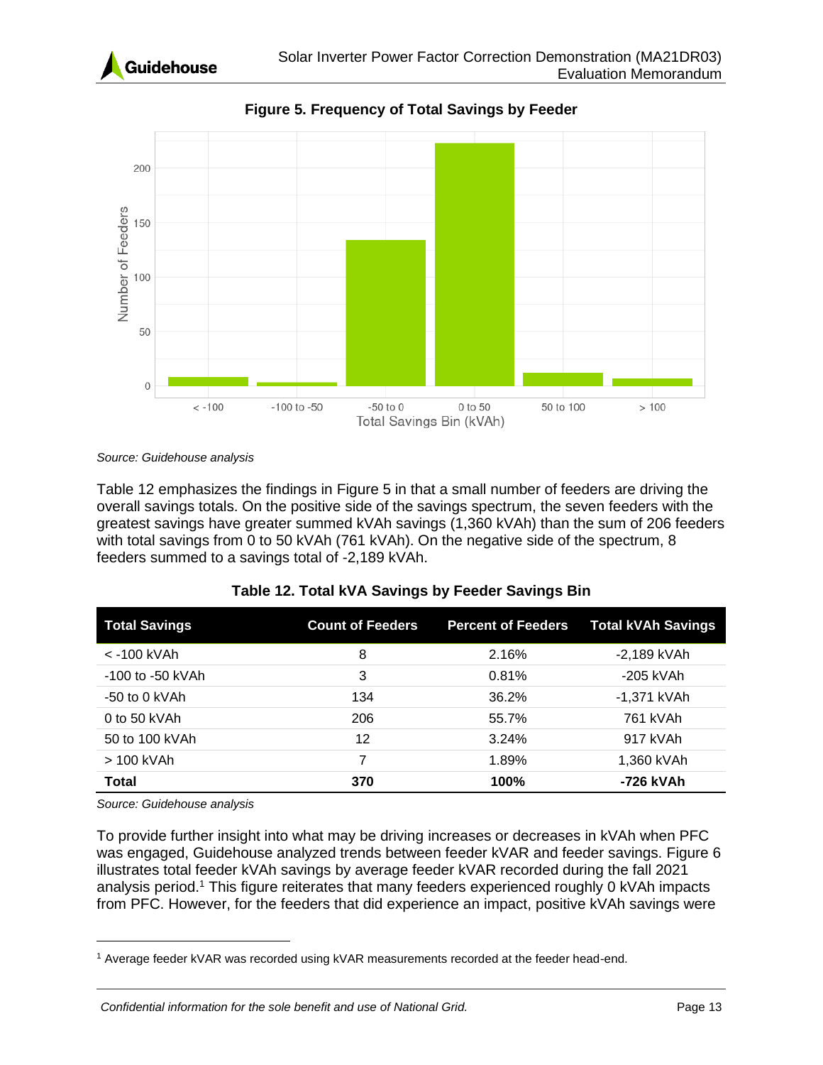**Figure 5. Frequency of Total Savings by Feeder**

*Source: Guidehouse analysis*

Table 12 emphasizes the findings in Figure 5 in that a small number of feeders are driving the overall savings totals. On the positive side of the savings spectrum, the seven feeders with the greatest savings have greater summed kVAh savings (1,360 kVAh) than the sum of 206 feeders with total savings from 0 to 50 kVAh (761 kVAh). On the negative side of the spectrum, 8 feeders summed to a savings total of -2,189 kVAh.

**Table 12. Total kVA Savings by Feeder Savings Bin**

| Total Savings | Count of Feeders | Percent of Feeders | Total kVAh Savings |
|---|---|---|---|
| < -100 kVAh | 8 | 2.16% | -2,189 kVAh |
| -100 to -50 kVAh | 3 | 0.81% | -205 kVAh |
| -50 to 0 kVAh | 134 | 36.2% | -1,371 kVAh |
| 0 to 50 kVAh | 206 | 55.7% | 761 kVAh |
| 50 to 100 kVAh | 12 | 3.24% | 917 kVAh |
| > 100 kVAh | 7 | 1.89% | 1,360 kVAh |
| **Total** | **370** | **100%** | **-726 kVAh** |

*Source: Guidehouse analysis*

To provide further insight into what may be driving increases or decreases in kVAh when PFC was engaged, Guidehouse analyzed trends between feeder kVAR and feeder savings. Figure 6 illustrates total feeder kVAh savings by average feeder kVAR recorded during the fall 2021 analysis period.[1] This figure reiterates that many feeders experienced roughly 0 kVAh impacts from PFC. However, for the feeders that did experience an impact, positive kVAh savings were

[1] Average feeder kVAR was recorded using kVAR measurements recorded at the feeder head-end.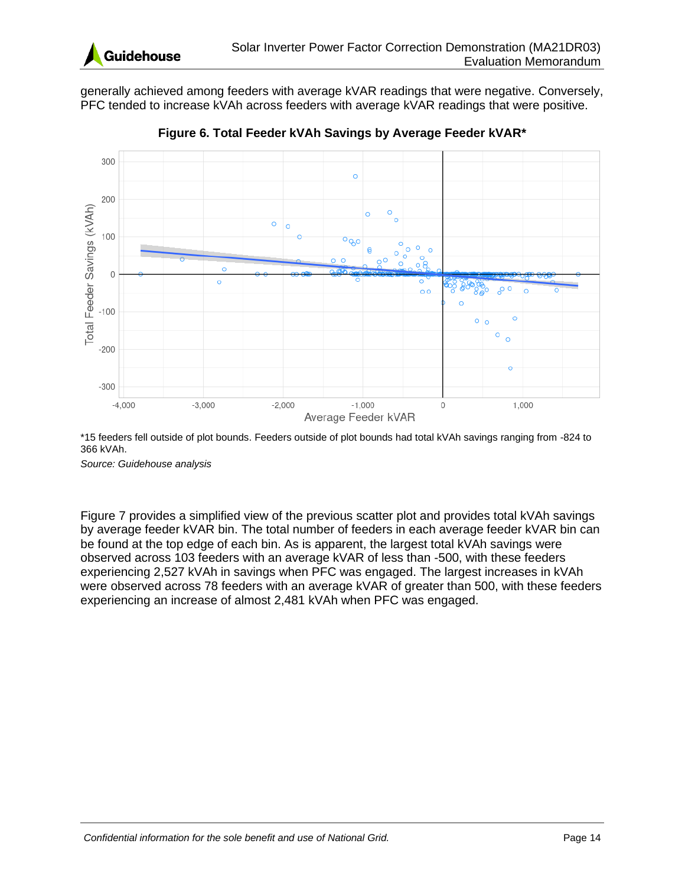generally achieved among feeders with average kVAR readings that were negative. Conversely, PFC tended to increase kVAh across feeders with average kVAR readings that were positive.

**Figure 6. Total Feeder kVAh Savings by Average Feeder kVAR***

*15 feeders fell outside of plot bounds. Feeders outside of plot bounds had total kVAh savings ranging from -824 to 366 kVAh.

*Source: Guidehouse analysis*

Figure 7 provides a simplified view of the previous scatter plot and provides total kVAh savings by average feeder kVAR bin. The total number of feeders in each average feeder kVAR bin can be found at the top edge of each bin. As is apparent, the largest total kVAh savings were observed across 103 feeders with an average kVAR of less than -500, with these feeders experiencing 2,527 kVAh in savings when PFC was engaged. The largest increases in kVAh were observed across 78 feeders with an average kVAR of greater than 500, with these feeders experiencing an increase of almost 2,481 kVAh when PFC was engaged.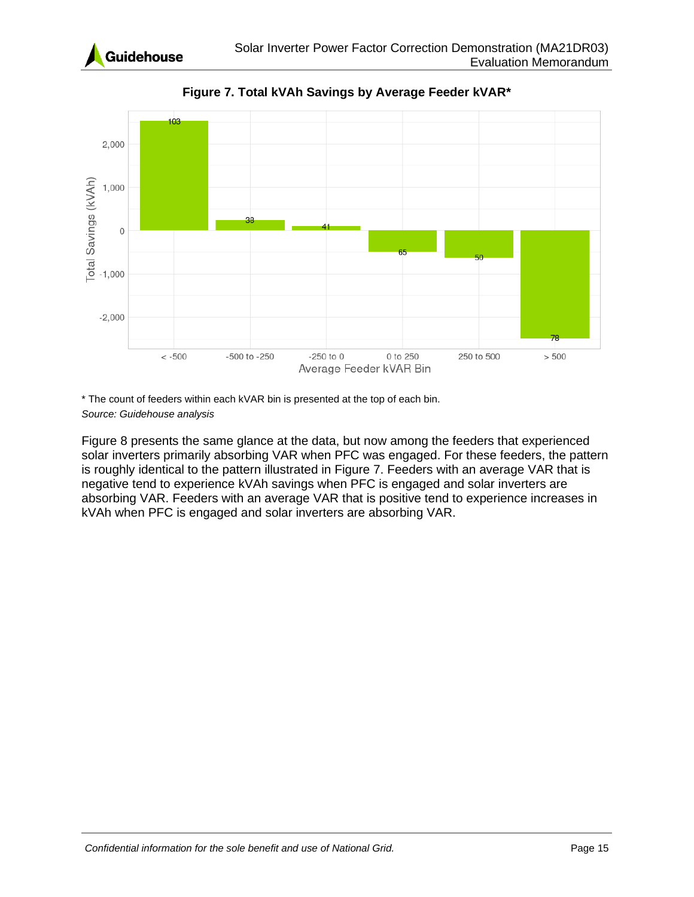**Figure 7. Total kVAh Savings by Average Feeder kVAR***

\* The count of feeders within each kVAR bin is presented at the top of each bin.

*Source: Guidehouse analysis*

Figure 8 presents the same glance at the data, but now among the feeders that experienced solar inverters primarily absorbing VAR when PFC was engaged. For these feeders, the pattern is roughly identical to the pattern illustrated in Figure 7. Feeders with an average VAR that is negative tend to experience kVAh savings when PFC is engaged and solar inverters are absorbing VAR. Feeders with an average VAR that is positive tend to experience increases in kVAh when PFC is engaged and solar inverters are absorbing VAR.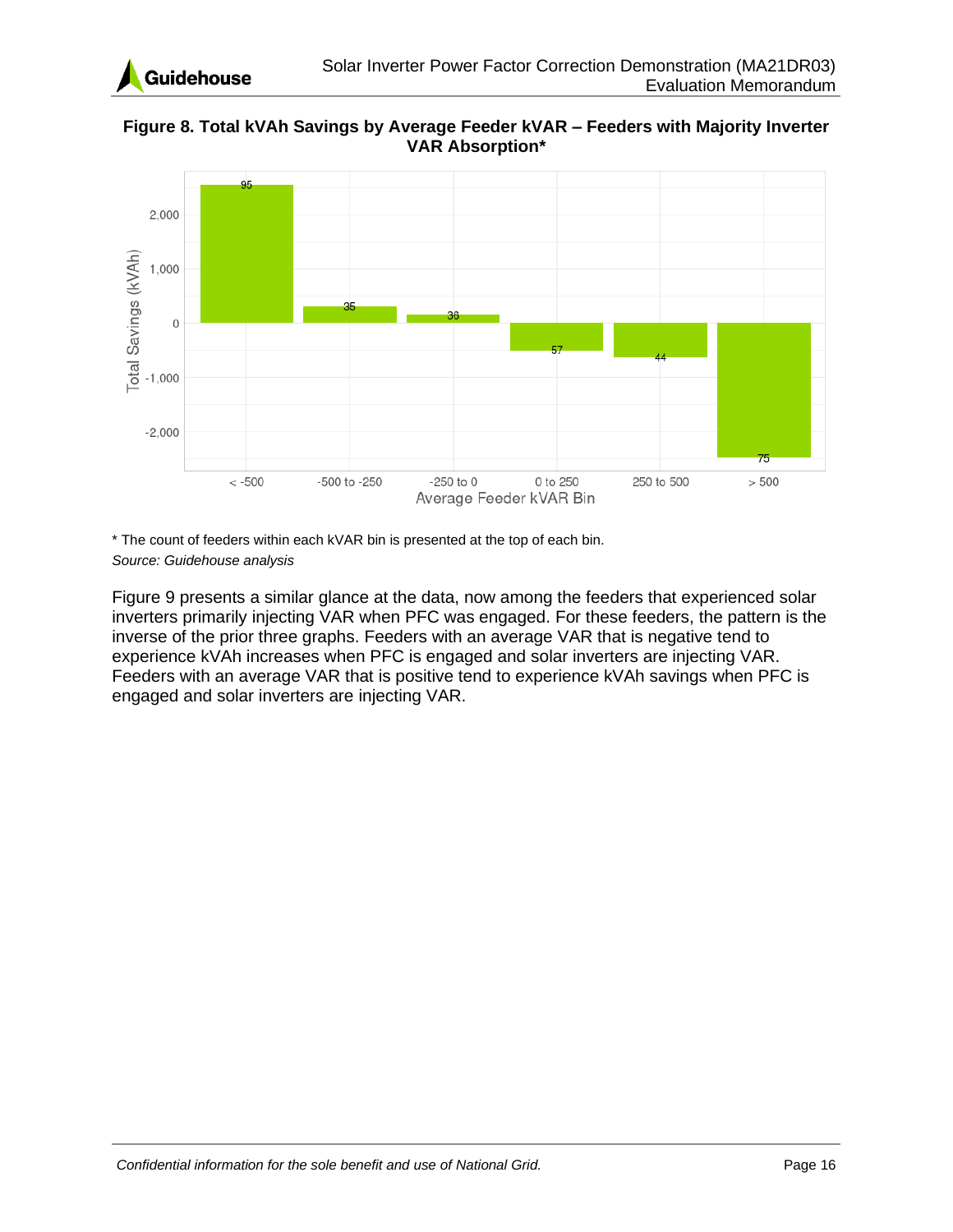**Figure 8. Total kVAh Savings by Average Feeder kVAR – Feeders with Majority Inverter VAR Absorption***

\* The count of feeders within each kVAR bin is presented at the top of each bin.

*Source: Guidehouse analysis*

Figure 9 presents a similar glance at the data, now among the feeders that experienced solar inverters primarily injecting VAR when PFC was engaged. For these feeders, the pattern is the inverse of the prior three graphs. Feeders with an average VAR that is negative tend to experience kVAh increases when PFC is engaged and solar inverters are injecting VAR. Feeders with an average VAR that is positive tend to experience kVAh savings when PFC is engaged and solar inverters are injecting VAR.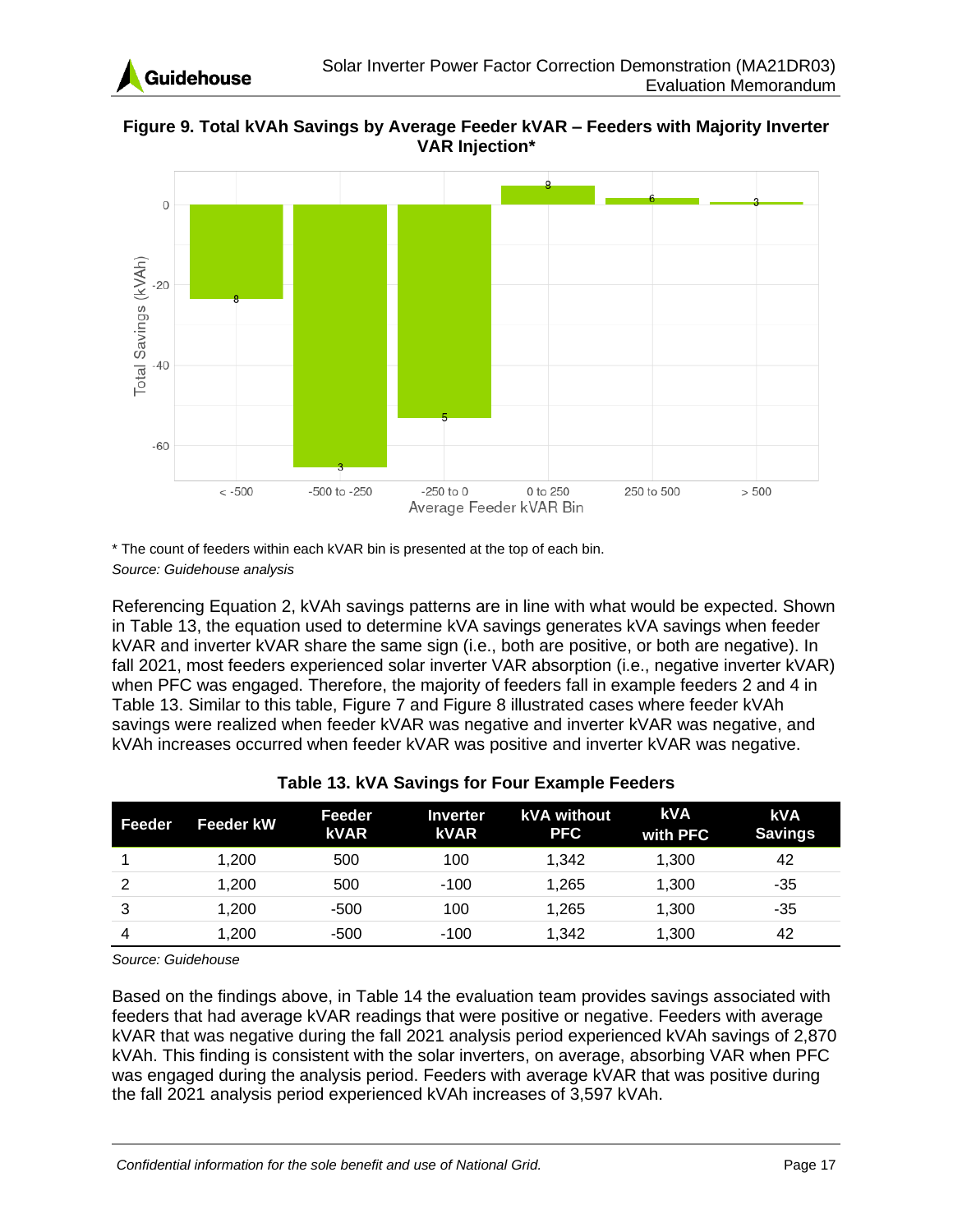**Figure 9. Total kVAh Savings by Average Feeder kVAR – Feeders with Majority Inverter VAR Injection***

\* The count of feeders within each kVAR bin is presented at the top of each bin.

*Source: Guidehouse analysis*

Referencing Equation 2, kVAh savings patterns are in line with what would be expected. Shown in Table 13, the equation used to determine kVA savings generates kVA savings when feeder kVAR and inverter kVAR share the same sign (i.e., both are positive, or both are negative). In fall 2021, most feeders experienced solar inverter VAR absorption (i.e., negative inverter kVAR) when PFC was engaged. Therefore, the majority of feeders fall in example feeders 2 and 4 in Table 13. Similar to this table, Figure 7 and Figure 8 illustrated cases where feeder kVAh savings were realized when feeder kVAR was negative and inverter kVAR was negative, and kVAh increases occurred when feeder kVAR was positive and inverter kVAR was negative.

**Table 13. kVA Savings for Four Example Feeders**

| Feeder | Feeder kW | Feeder kVAR | Inverter kVAR | kVA without PFC | kVA with PFC | kVA Savings |
|---|---|---|---|---|---|---|
| 1 | 1,200 | 500 | 100 | 1,342 | 1,300 | 42 |
| 2 | 1,200 | 500 | -100 | 1,265 | 1,300 | -35 |
| 3 | 1,200 | -500 | 100 | 1,265 | 1,300 | -35 |
| 4 | 1,200 | -500 | -100 | 1,342 | 1,300 | 42 |

*Source: Guidehouse*

Based on the findings above, in Table 14 the evaluation team provides savings associated with feeders that had average kVAR readings that were positive or negative. Feeders with average kVAR that was negative during the fall 2021 analysis period experienced kVAh savings of 2,870 kVAh. This finding is consistent with the solar inverters, on average, absorbing VAR when PFC was engaged during the analysis period. Feeders with average kVAR that was positive during the fall 2021 analysis period experienced kVAh increases of 3,597 kVAh.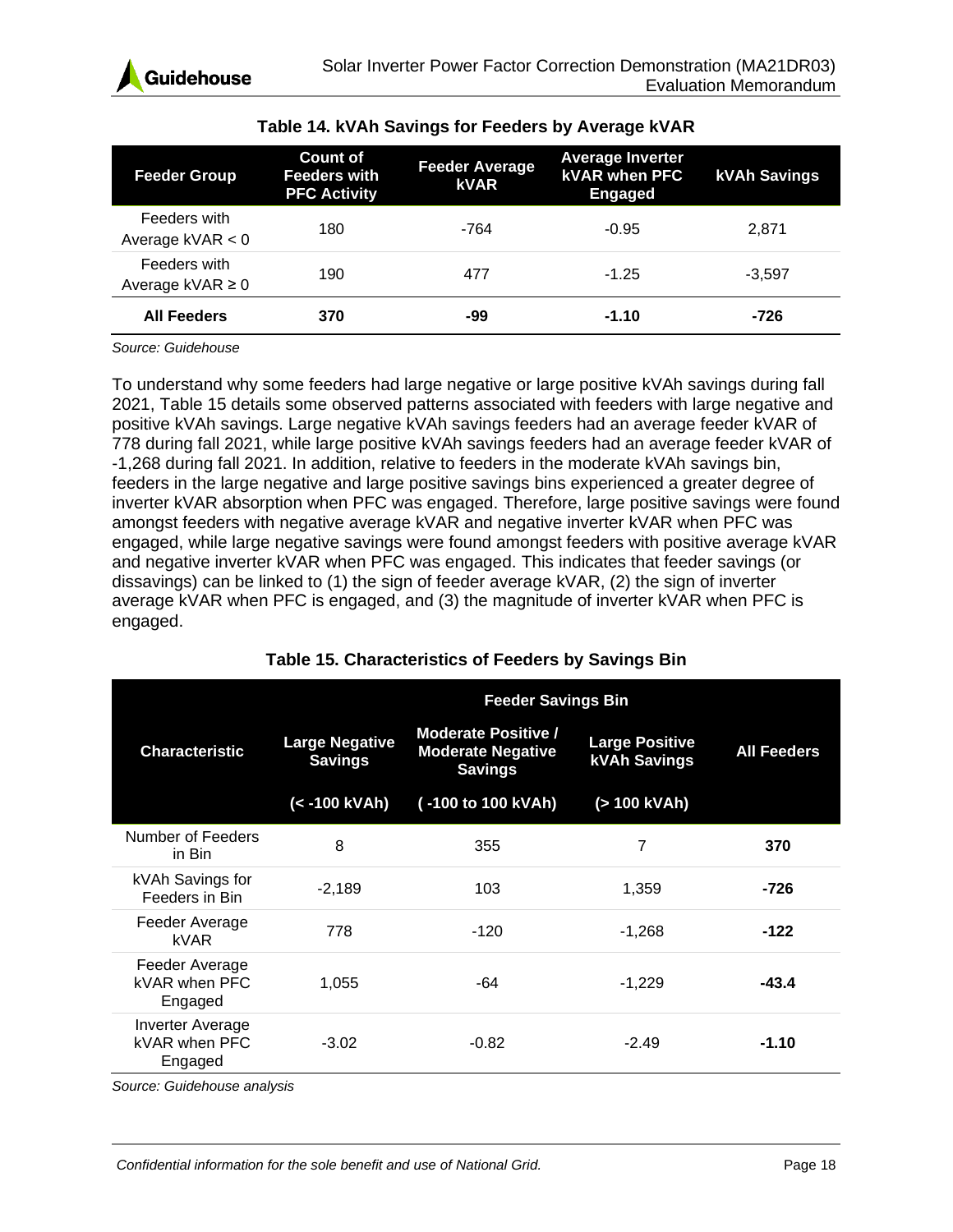**Table 14. kVAh Savings for Feeders by Average kVAR**

| Feeder Group | Count of Feeders with PFC Activity | Feeder Average kVAR | Average Inverter kVAR when PFC Engaged | kVAh Savings |
|---|---|---|---|---|
| Feeders with Average kVAR < 0 | 180 | -764 | -0.95 | 2,871 |
| Feeders with Average kVAR ≥ 0 | 190 | 477 | -1.25 | -3,597 |
| **All Feeders** | **370** | **-99** | **-1.10** | **-726** |

*Source: Guidehouse*

To understand why some feeders had large negative or large positive kVAh savings during fall 2021, Table 15 details some observed patterns associated with feeders with large negative and positive kVAh savings. Large negative kVAh savings feeders had an average feeder kVAR of 778 during fall 2021, while large positive kVAh savings feeders had an average feeder kVAR of -1,268 during fall 2021. In addition, relative to feeders in the moderate kVAh savings bin, feeders in the large negative and large positive savings bins experienced a greater degree of inverter kVAR absorption when PFC was engaged. Therefore, large positive savings were found amongst feeders with negative average kVAR and negative inverter kVAR when PFC was engaged, while large negative savings were found amongst feeders with positive average kVAR and negative inverter kVAR when PFC was engaged. This indicates that feeder savings (or dissavings) can be linked to (1) the sign of feeder average kVAR, (2) the sign of inverter average kVAR when PFC is engaged, and (3) the magnitude of inverter kVAR when PFC is engaged.

**Table 15. Characteristics of Feeders by Savings Bin**

| Characteristic | Feeder Savings Bin | | | |
|---|---|---|---|---|
| | Large Negative Savings (< -100 kVAh) | Moderate Positive / Moderate Negative Savings ( -100 to 100 kVAh) | Large Positive kVAh Savings (> 100 kVAh) | All Feeders |
| Number of Feeders in Bin | 8 | 355 | 7 | **370** |
| kVAh Savings for Feeders in Bin | -2,189 | 103 | 1,359 | **-726** |
| Feeder Average kVAR | 778 | -120 | -1,268 | **-122** |
| Feeder Average kVAR when PFC Engaged | 1,055 | -64 | -1,229 | **-43.4** |
| Inverter Average kVAR when PFC Engaged | -3.02 | -0.82 | -2.49 | **-1.10** |

*Source: Guidehouse analysis*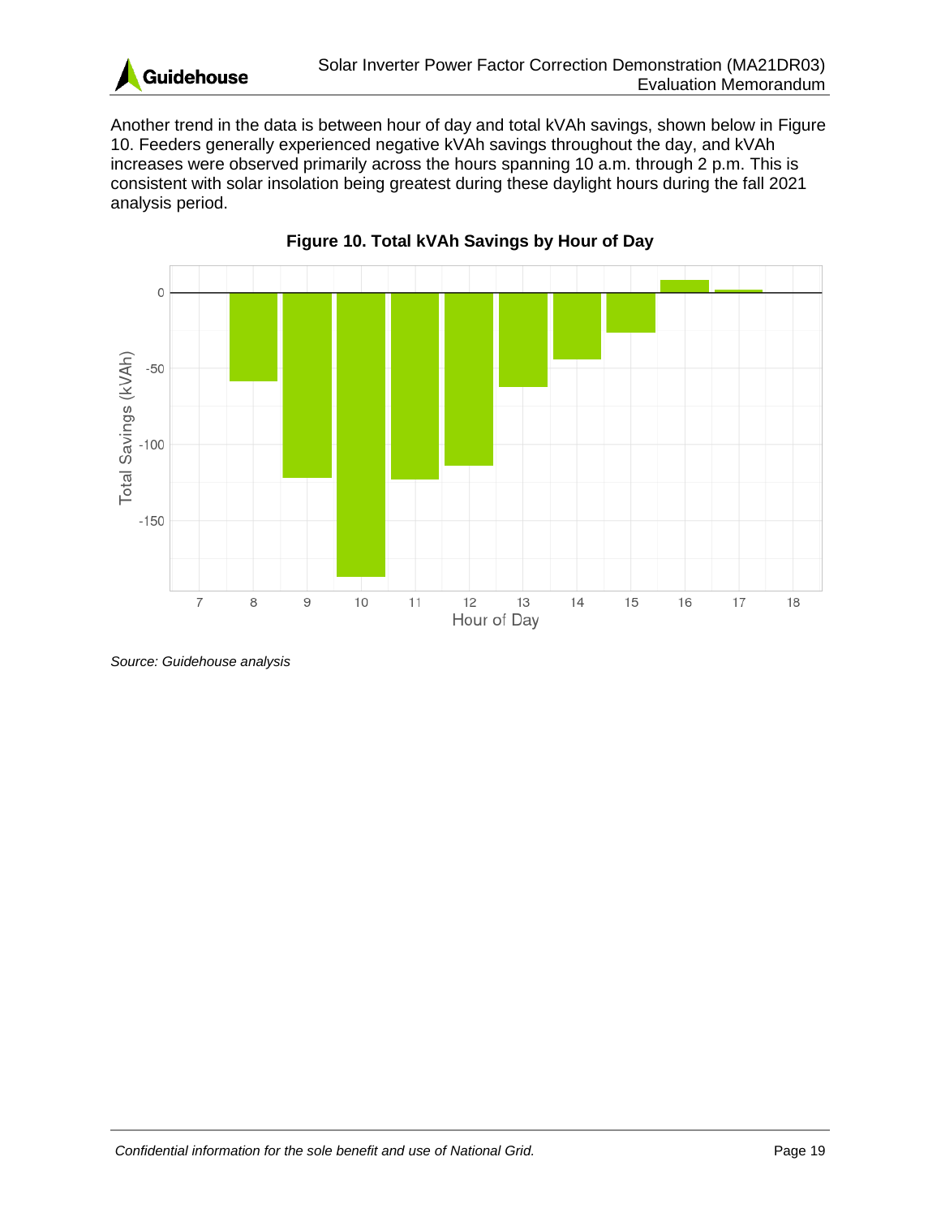Another trend in the data is between hour of day and total kVAh savings, shown below in Figure 10. Feeders generally experienced negative kVAh savings throughout the day, and kVAh increases were observed primarily across the hours spanning 10 a.m. through 2 p.m. This is consistent with solar insolation being greatest during these daylight hours during the fall 2021 analysis period.

**Figure 10. Total kVAh Savings by Hour of Day**

*Source: Guidehouse analysis*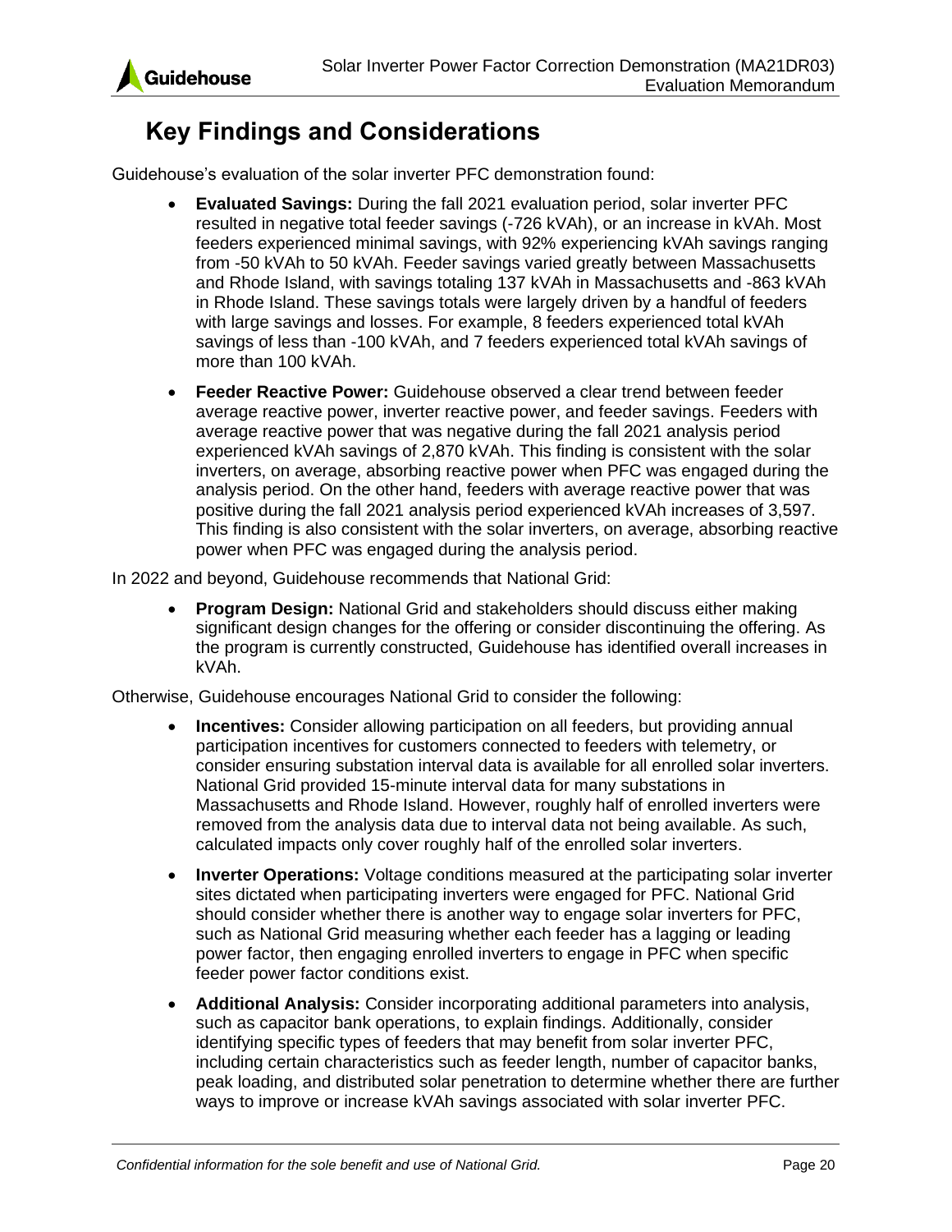# Key Findings and Considerations

Guidehouse's evaluation of the solar inverter PFC demonstration found:

- **Evaluated Savings:** During the fall 2021 evaluation period, solar inverter PFC resulted in negative total feeder savings (-726 kVAh), or an increase in kVAh. Most feeders experienced minimal savings, with 92% experiencing kVAh savings ranging from -50 kVAh to 50 kVAh. Feeder savings varied greatly between Massachusetts and Rhode Island, with savings totaling 137 kVAh in Massachusetts and -863 kVAh in Rhode Island. These savings totals were largely driven by a handful of feeders with large savings and losses. For example, 8 feeders experienced total kVAh savings of less than -100 kVAh, and 7 feeders experienced total kVAh savings of more than 100 kVAh.
- **Feeder Reactive Power:** Guidehouse observed a clear trend between feeder average reactive power, inverter reactive power, and feeder savings. Feeders with average reactive power that was negative during the fall 2021 analysis period experienced kVAh savings of 2,870 kVAh. This finding is consistent with the solar inverters, on average, absorbing reactive power when PFC was engaged during the analysis period. On the other hand, feeders with average reactive power that was positive during the fall 2021 analysis period experienced kVAh increases of 3,597. This finding is also consistent with the solar inverters, on average, absorbing reactive power when PFC was engaged during the analysis period.

In 2022 and beyond, Guidehouse recommends that National Grid:

- **Program Design:** National Grid and stakeholders should discuss either making significant design changes for the offering or consider discontinuing the offering. As the program is currently constructed, Guidehouse has identified overall increases in kVAh.

Otherwise, Guidehouse encourages National Grid to consider the following:

- **Incentives:** Consider allowing participation on all feeders, but providing annual participation incentives for customers connected to feeders with telemetry, or consider ensuring substation interval data is available for all enrolled solar inverters. National Grid provided 15-minute interval data for many substations in Massachusetts and Rhode Island. However, roughly half of enrolled inverters were removed from the analysis data due to interval data not being available. As such, calculated impacts only cover roughly half of the enrolled solar inverters.
- **Inverter Operations:** Voltage conditions measured at the participating solar inverter sites dictated when participating inverters were engaged for PFC. National Grid should consider whether there is another way to engage solar inverters for PFC, such as National Grid measuring whether each feeder has a lagging or leading power factor, then engaging enrolled inverters to engage in PFC when specific feeder power factor conditions exist.
- **Additional Analysis:** Consider incorporating additional parameters into analysis, such as capacitor bank operations, to explain findings. Additionally, consider identifying specific types of feeders that may benefit from solar inverter PFC, including certain characteristics such as feeder length, number of capacitor banks, peak loading, and distributed solar penetration to determine whether there are further ways to improve or increase kVAh savings associated with solar inverter PFC.